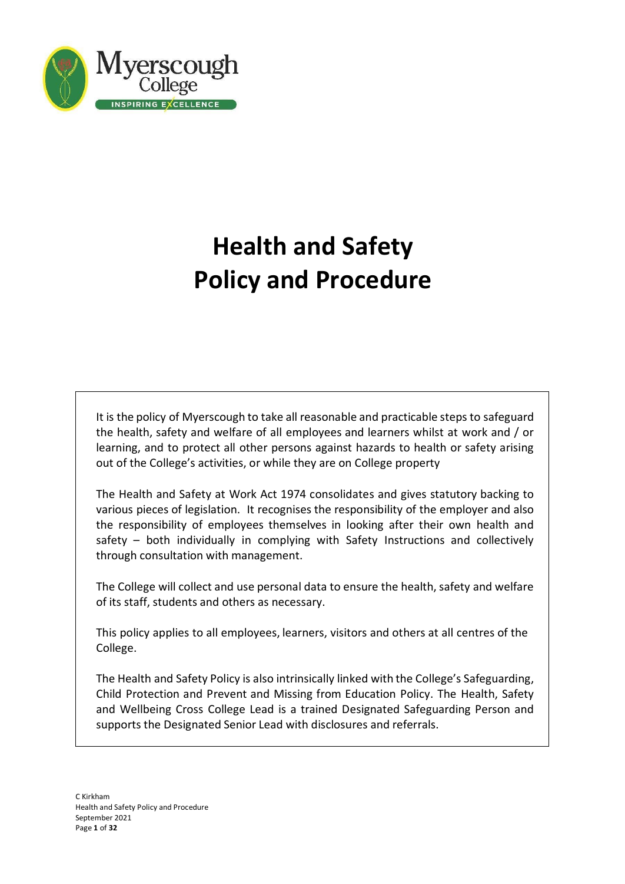# Health and Safety Policy and Procedure

It is the policy of Myerscough to take all reasonable and practicable steps to safeguard the health, safety and welfare of all employees and learners whilst at work and / or learning, and to protect all other persons against hazards to health or safety arising out of the College's activities, or while they are on College property

The Health and Safety at Work Act 1974 consolidates and gives statutory backing to various pieces of legislation. It recognises the responsibility of the employer and also the responsibility of employees themselves in looking after their own health and safety – both individually in complying with Safety Instructions and collectively through consultation with management.

The College will collect and use personal data to ensure the health, safety and welfare of its staff, students and others as necessary.

This policy applies to all employees, learners, visitors and others at all centres of the College.

The Health and Safety Policy is also intrinsically linked with the College's Safeguarding, Child Protection and Prevent and Missing from Education Policy. The Health, Safety and Wellbeing Cross College Lead is a trained Designated Safeguarding Person and supports the Designated Senior Lead with disclosures and referrals.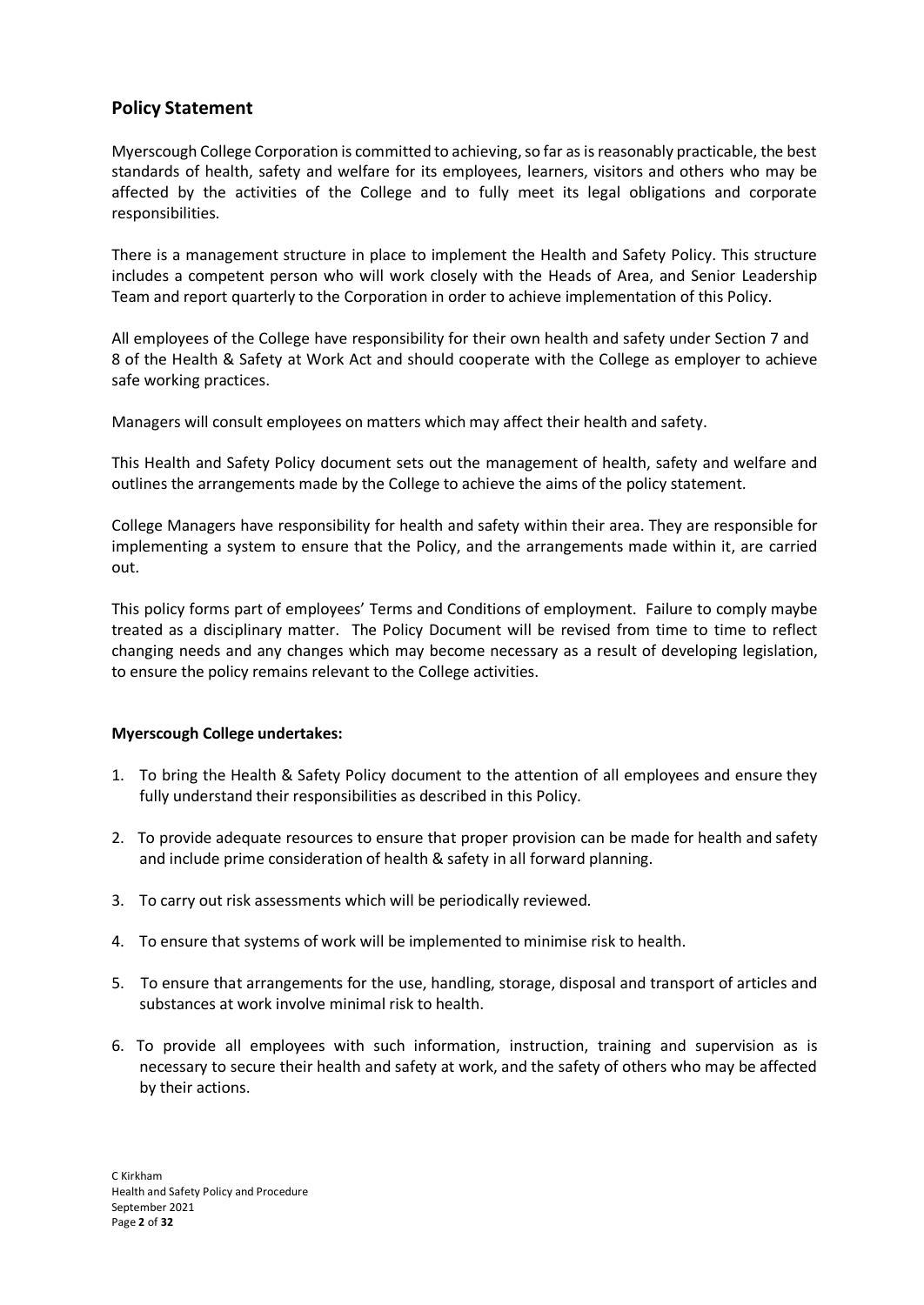## Policy Statement

Myerscough College Corporation is committed to achieving, so far as is reasonably practicable, the best standards of health, safety and welfare for its employees, learners, visitors and others who may be affected by the activities of the College and to fully meet its legal obligations and corporate responsibilities.

There is a management structure in place to implement the Health and Safety Policy. This structure includes a competent person who will work closely with the Heads of Area, and Senior Leadership Team and report quarterly to the Corporation in order to achieve implementation of this Policy.

All employees of the College have responsibility for their own health and safety under Section 7 and 8 of the Health & Safety at Work Act and should cooperate with the College as employer to achieve safe working practices.

Managers will consult employees on matters which may affect their health and safety.

This Health and Safety Policy document sets out the management of health, safety and welfare and outlines the arrangements made by the College to achieve the aims of the policy statement.

College Managers have responsibility for health and safety within their area. They are responsible for implementing a system to ensure that the Policy, and the arrangements made within it, are carried out.

This policy forms part of employees' Terms and Conditions of employment. Failure to comply maybe treated as a disciplinary matter. The Policy Document will be revised from time to time to reflect changing needs and any changes which may become necessary as a result of developing legislation, to ensure the policy remains relevant to the College activities.

**Myerscough College undertakes:**

1. To bring the Health & Safety Policy document to the attention of all employees and ensure they fully understand their responsibilities as described in this Policy.
2. To provide adequate resources to ensure that proper provision can be made for health and safety and include prime consideration of health & safety in all forward planning.
3. To carry out risk assessments which will be periodically reviewed.
4. To ensure that systems of work will be implemented to minimise risk to health.
5. To ensure that arrangements for the use, handling, storage, disposal and transport of articles and substances at work involve minimal risk to health.
6. To provide all employees with such information, instruction, training and supervision as is necessary to secure their health and safety at work, and the safety of others who may be affected by their actions.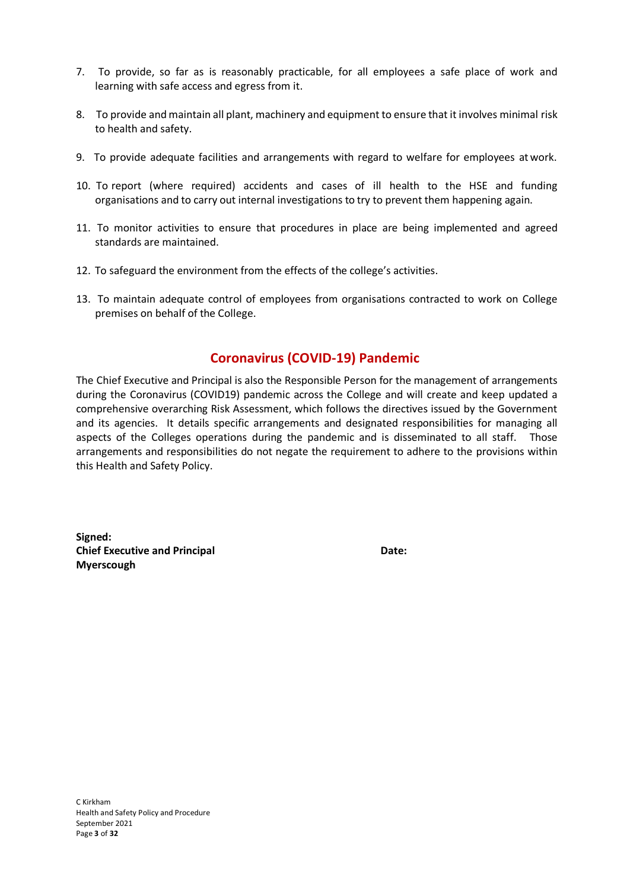7. To provide, so far as is reasonably practicable, for all employees a safe place of work and learning with safe access and egress from it.

8. To provide and maintain all plant, machinery and equipment to ensure that it involves minimal risk to health and safety.

9. To provide adequate facilities and arrangements with regard to welfare for employees at work.

10. To report (where required) accidents and cases of ill health to the HSE and funding organisations and to carry out internal investigations to try to prevent them happening again.

11. To monitor activities to ensure that procedures in place are being implemented and agreed standards are maintained.

12. To safeguard the environment from the effects of the college's activities.

13. To maintain adequate control of employees from organisations contracted to work on College premises on behalf of the College.

## Coronavirus (COVID-19) Pandemic

The Chief Executive and Principal is also the Responsible Person for the management of arrangements during the Coronavirus (COVID19) pandemic across the College and will create and keep updated a comprehensive overarching Risk Assessment, which follows the directives issued by the Government and its agencies. It details specific arrangements and designated responsibilities for managing all aspects of the Colleges operations during the pandemic and is disseminated to all staff. Those arrangements and responsibilities do not negate the requirement to adhere to the provisions within this Health and Safety Policy.

**Signed:**
**Chief Executive and Principal** **Date:**
**Myerscough**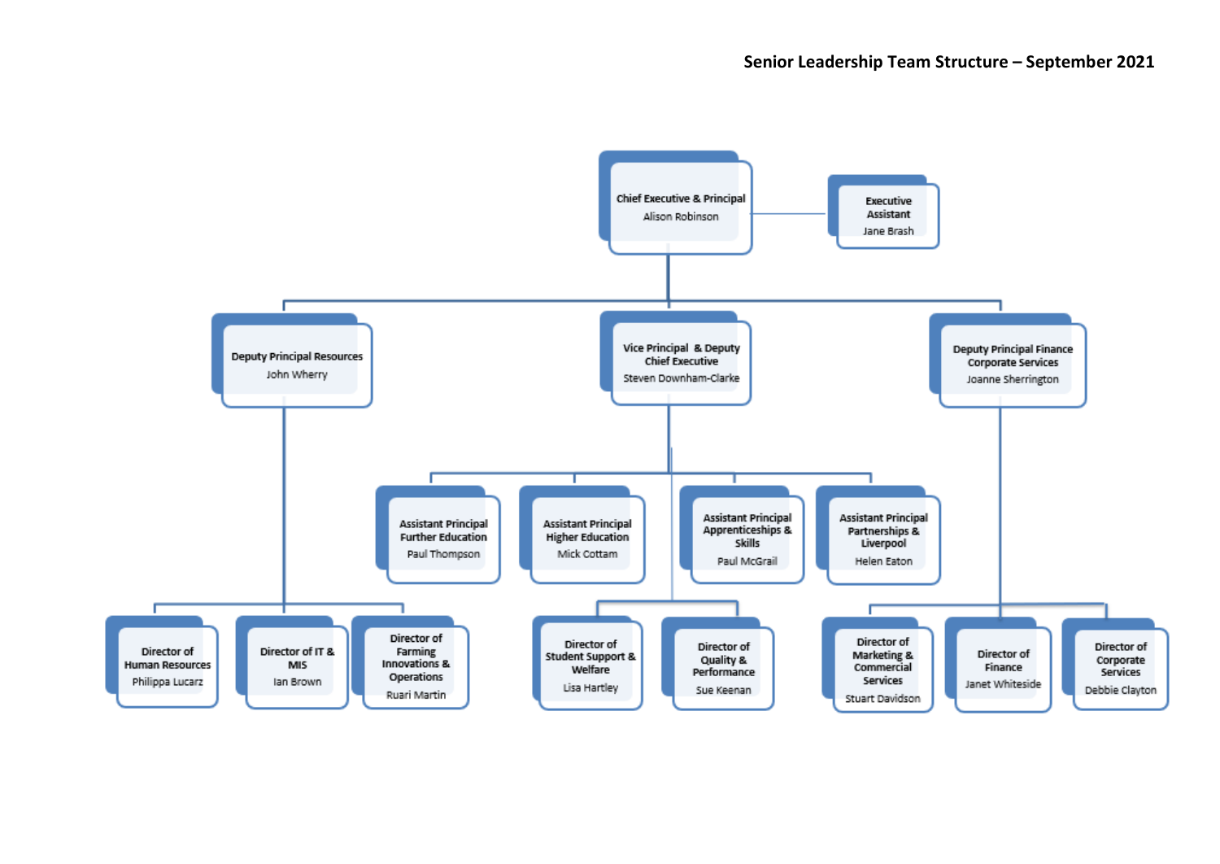# Senior Leadership Team Structure – September 2021

- **Chief Executive & Principal** – Alison Robinson
  - **Executive Assistant** – Jane Brash
  - **Deputy Principal Resources** – John Wherry
    - **Director of Human Resources** – Philippa Lucarz
    - **Director of IT & MIS** – Ian Brown
    - **Director of Farming Innovations & Operations** – Ruari Martin
  - **Vice Principal & Deputy Chief Executive** – Steven Downham-Clarke
    - **Assistant Principal Further Education** – Paul Thompson
    - **Assistant Principal Higher Education** – Mick Cottam
    - **Assistant Principal Apprenticeships & Skills** – Paul McGrail
    - **Assistant Principal Partnerships & Liverpool** – Helen Eaton
    - **Director of Student Support & Welfare** – Lisa Hartley
    - **Director of Quality & Performance** – Sue Keenan
  - **Deputy Principal Finance Corporate Services** – Joanne Sherrington
    - **Director of Marketing & Commercial Services** – Stuart Davidson
    - **Director of Finance** – Janet Whiteside
    - **Director of Corporate Services** – Debbie Clayton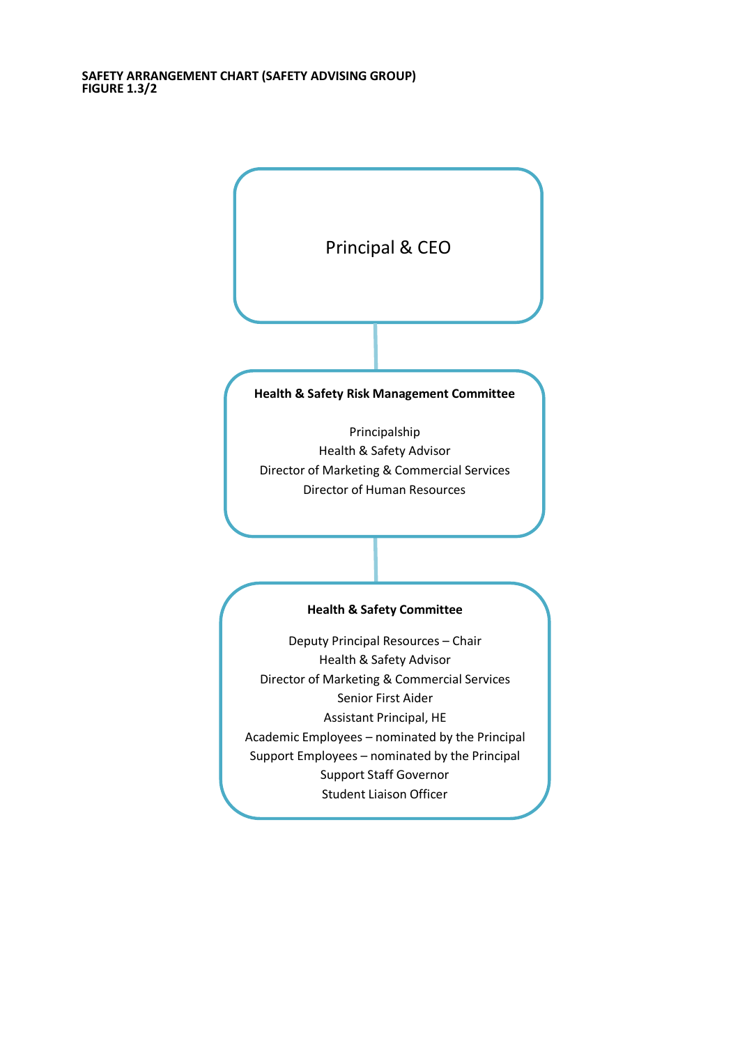**SAFETY ARRANGEMENT CHART (SAFETY ADVISING GROUP)**
**FIGURE 1.3/2**

Principal & CEO

**Health & Safety Risk Management Committee**

Principalship
Health & Safety Advisor
Director of Marketing & Commercial Services
Director of Human Resources

**Health & Safety Committee**

Deputy Principal Resources – Chair
Health & Safety Advisor
Director of Marketing & Commercial Services
Senior First Aider
Assistant Principal, HE
Academic Employees – nominated by the Principal
Support Employees – nominated by the Principal
Support Staff Governor
Student Liaison Officer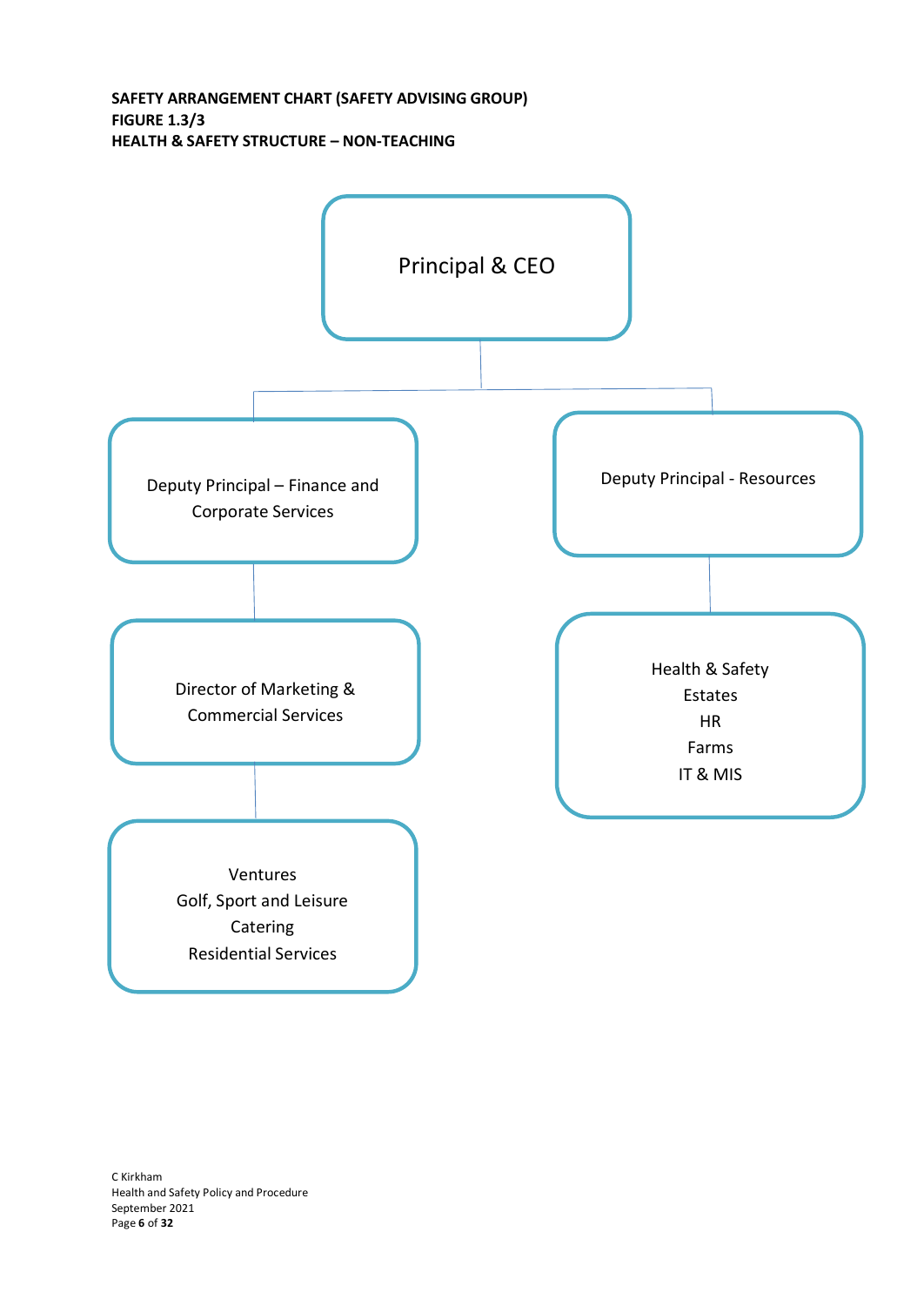**SAFETY ARRANGEMENT CHART (SAFETY ADVISING GROUP)**
**FIGURE 1.3/3**
**HEALTH & SAFETY STRUCTURE – NON-TEACHING**

Principal & CEO

- Deputy Principal – Finance and Corporate Services
  - Director of Marketing & Commercial Services
    - Ventures
    - Golf, Sport and Leisure
    - Catering
    - Residential Services
- Deputy Principal - Resources
  - Health & Safety
  - Estates
  - HR
  - Farms
  - IT & MIS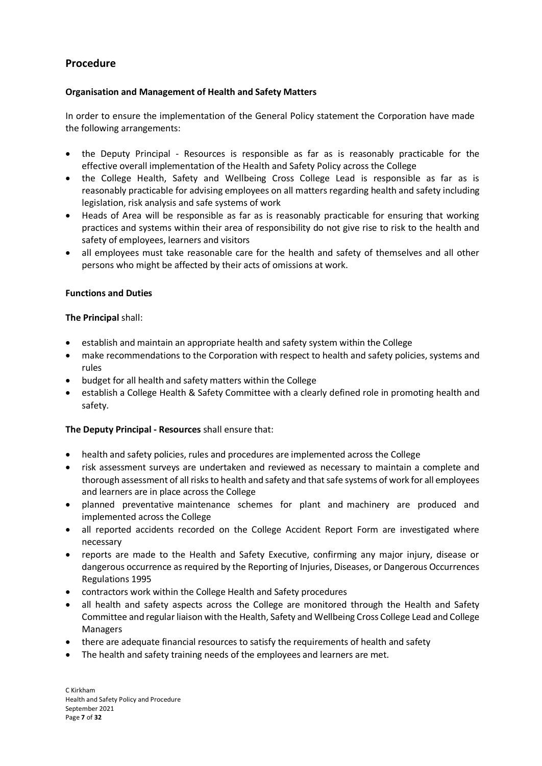## Procedure

**Organisation and Management of Health and Safety Matters**

In order to ensure the implementation of the General Policy statement the Corporation have made the following arrangements:

- the Deputy Principal - Resources is responsible as far as is reasonably practicable for the effective overall implementation of the Health and Safety Policy across the College
- the College Health, Safety and Wellbeing Cross College Lead is responsible as far as is reasonably practicable for advising employees on all matters regarding health and safety including legislation, risk analysis and safe systems of work
- Heads of Area will be responsible as far as is reasonably practicable for ensuring that working practices and systems within their area of responsibility do not give rise to risk to the health and safety of employees, learners and visitors
- all employees must take reasonable care for the health and safety of themselves and all other persons who might be affected by their acts of omissions at work.

**Functions and Duties**

**The Principal** shall:

- establish and maintain an appropriate health and safety system within the College
- make recommendations to the Corporation with respect to health and safety policies, systems and rules
- budget for all health and safety matters within the College
- establish a College Health & Safety Committee with a clearly defined role in promoting health and safety.

**The Deputy Principal - Resources** shall ensure that:

- health and safety policies, rules and procedures are implemented across the College
- risk assessment surveys are undertaken and reviewed as necessary to maintain a complete and thorough assessment of all risks to health and safety and that safe systems of work for all employees and learners are in place across the College
- planned preventative maintenance schemes for plant and machinery are produced and implemented across the College
- all reported accidents recorded on the College Accident Report Form are investigated where necessary
- reports are made to the Health and Safety Executive, confirming any major injury, disease or dangerous occurrence as required by the Reporting of Injuries, Diseases, or Dangerous Occurrences Regulations 1995
- contractors work within the College Health and Safety procedures
- all health and safety aspects across the College are monitored through the Health and Safety Committee and regular liaison with the Health, Safety and Wellbeing Cross College Lead and College Managers
- there are adequate financial resources to satisfy the requirements of health and safety
- The health and safety training needs of the employees and learners are met.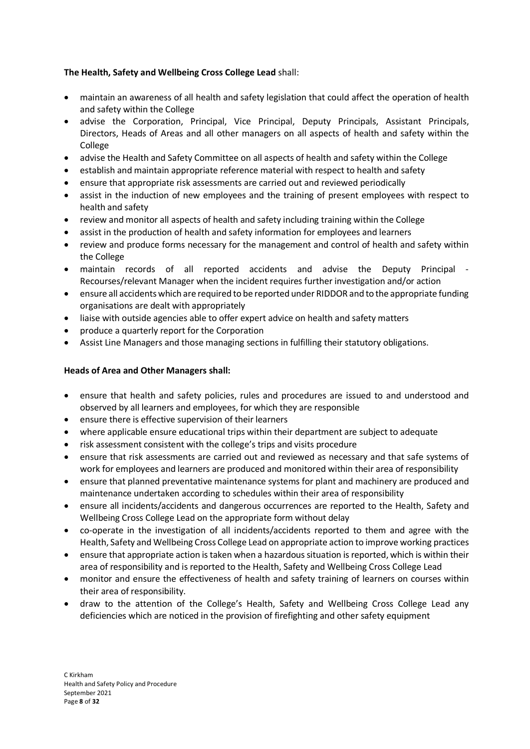**The Health, Safety and Wellbeing Cross College Lead** shall:

- maintain an awareness of all health and safety legislation that could affect the operation of health and safety within the College
- advise the Corporation, Principal, Vice Principal, Deputy Principals, Assistant Principals, Directors, Heads of Areas and all other managers on all aspects of health and safety within the College
- advise the Health and Safety Committee on all aspects of health and safety within the College
- establish and maintain appropriate reference material with respect to health and safety
- ensure that appropriate risk assessments are carried out and reviewed periodically
- assist in the induction of new employees and the training of present employees with respect to health and safety
- review and monitor all aspects of health and safety including training within the College
- assist in the production of health and safety information for employees and learners
- review and produce forms necessary for the management and control of health and safety within the College
- maintain records of all reported accidents and advise the Deputy Principal - Recourses/relevant Manager when the incident requires further investigation and/or action
- ensure all accidents which are required to be reported under RIDDOR and to the appropriate funding organisations are dealt with appropriately
- liaise with outside agencies able to offer expert advice on health and safety matters
- produce a quarterly report for the Corporation
- Assist Line Managers and those managing sections in fulfilling their statutory obligations.

**Heads of Area and Other Managers shall:**

- ensure that health and safety policies, rules and procedures are issued to and understood and observed by all learners and employees, for which they are responsible
- ensure there is effective supervision of their learners
- where applicable ensure educational trips within their department are subject to adequate
- risk assessment consistent with the college's trips and visits procedure
- ensure that risk assessments are carried out and reviewed as necessary and that safe systems of work for employees and learners are produced and monitored within their area of responsibility
- ensure that planned preventative maintenance systems for plant and machinery are produced and maintenance undertaken according to schedules within their area of responsibility
- ensure all incidents/accidents and dangerous occurrences are reported to the Health, Safety and Wellbeing Cross College Lead on the appropriate form without delay
- co-operate in the investigation of all incidents/accidents reported to them and agree with the Health, Safety and Wellbeing Cross College Lead on appropriate action to improve working practices
- ensure that appropriate action is taken when a hazardous situation is reported, which is within their area of responsibility and is reported to the Health, Safety and Wellbeing Cross College Lead
- monitor and ensure the effectiveness of health and safety training of learners on courses within their area of responsibility.
- draw to the attention of the College's Health, Safety and Wellbeing Cross College Lead any deficiencies which are noticed in the provision of firefighting and other safety equipment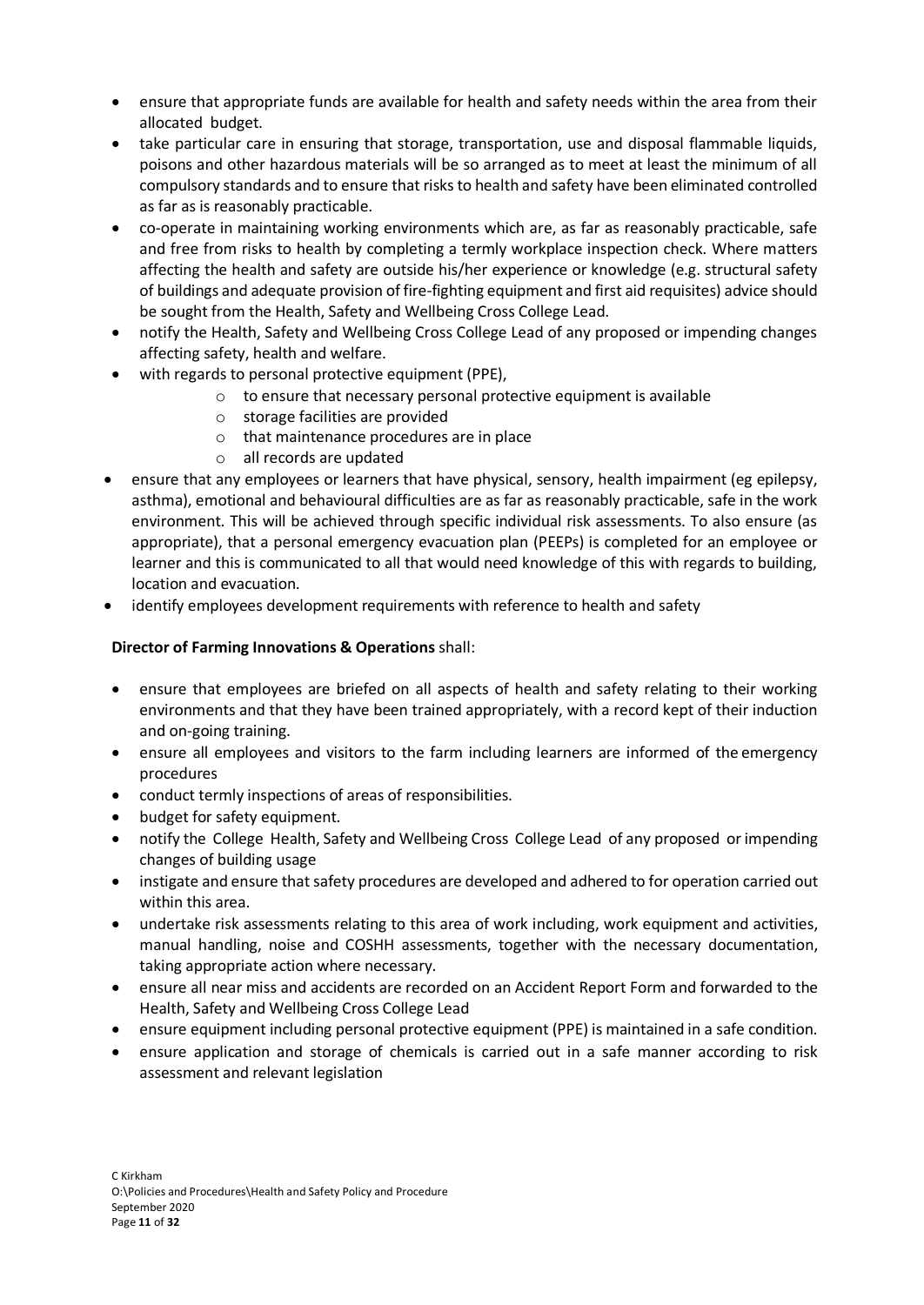- ensure that appropriate funds are available for health and safety needs within the area from their allocated budget.
- take particular care in ensuring that storage, transportation, use and disposal flammable liquids, poisons and other hazardous materials will be so arranged as to meet at least the minimum of all compulsory standards and to ensure that risks to health and safety have been eliminated controlled as far as is reasonably practicable.
- co-operate in maintaining working environments which are, as far as reasonably practicable, safe and free from risks to health by completing a termly workplace inspection check. Where matters affecting the health and safety are outside his/her experience or knowledge (e.g. structural safety of buildings and adequate provision of fire-fighting equipment and first aid requisites) advice should be sought from the Health, Safety and Wellbeing Cross College Lead.
- notify the Health, Safety and Wellbeing Cross College Lead of any proposed or impending changes affecting safety, health and welfare.
- with regards to personal protective equipment (PPE),
    - to ensure that necessary personal protective equipment is available
    - storage facilities are provided
    - that maintenance procedures are in place
    - all records are updated
- ensure that any employees or learners that have physical, sensory, health impairment (eg epilepsy, asthma), emotional and behavioural difficulties are as far as reasonably practicable, safe in the work environment. This will be achieved through specific individual risk assessments. To also ensure (as appropriate), that a personal emergency evacuation plan (PEEPs) is completed for an employee or learner and this is communicated to all that would need knowledge of this with regards to building, location and evacuation.
- identify employees development requirements with reference to health and safety

**Director of Farming Innovations & Operations** shall:

- ensure that employees are briefed on all aspects of health and safety relating to their working environments and that they have been trained appropriately, with a record kept of their induction and on-going training.
- ensure all employees and visitors to the farm including learners are informed of the emergency procedures
- conduct termly inspections of areas of responsibilities.
- budget for safety equipment.
- notify the College Health, Safety and Wellbeing Cross College Lead of any proposed or impending changes of building usage
- instigate and ensure that safety procedures are developed and adhered to for operation carried out within this area.
- undertake risk assessments relating to this area of work including, work equipment and activities, manual handling, noise and COSHH assessments, together with the necessary documentation, taking appropriate action where necessary.
- ensure all near miss and accidents are recorded on an Accident Report Form and forwarded to the Health, Safety and Wellbeing Cross College Lead
- ensure equipment including personal protective equipment (PPE) is maintained in a safe condition.
- ensure application and storage of chemicals is carried out in a safe manner according to risk assessment and relevant legislation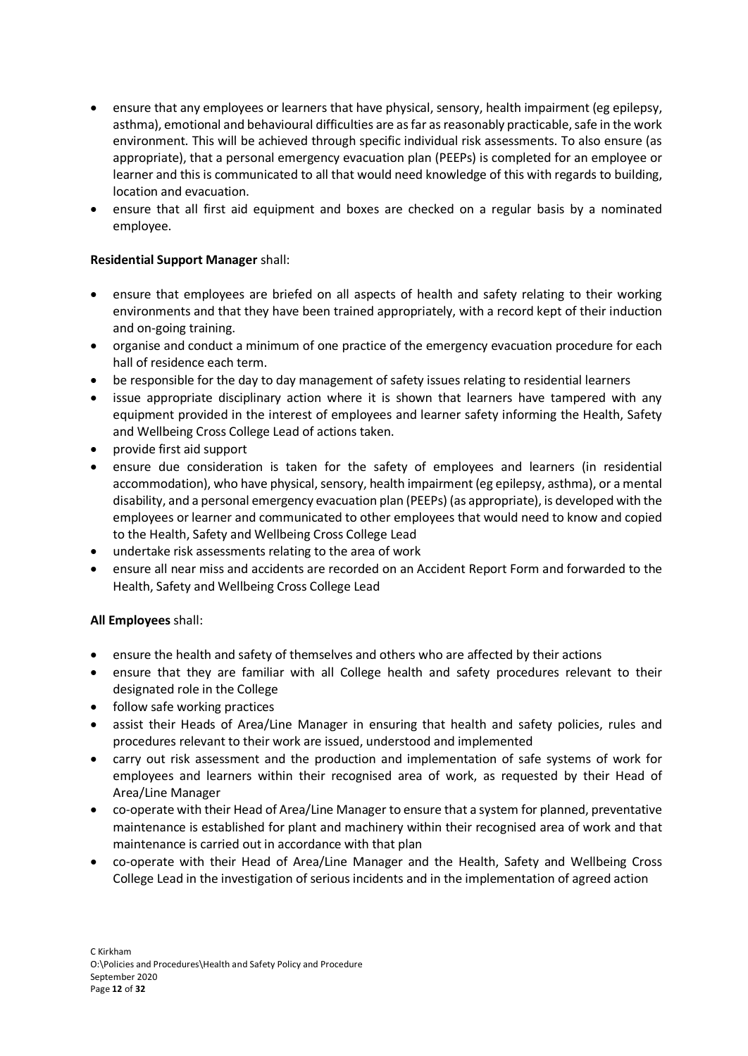- ensure that any employees or learners that have physical, sensory, health impairment (eg epilepsy, asthma), emotional and behavioural difficulties are as far as reasonably practicable, safe in the work environment. This will be achieved through specific individual risk assessments. To also ensure (as appropriate), that a personal emergency evacuation plan (PEEPs) is completed for an employee or learner and this is communicated to all that would need knowledge of this with regards to building, location and evacuation.
- ensure that all first aid equipment and boxes are checked on a regular basis by a nominated employee.

**Residential Support Manager** shall:

- ensure that employees are briefed on all aspects of health and safety relating to their working environments and that they have been trained appropriately, with a record kept of their induction and on-going training.
- organise and conduct a minimum of one practice of the emergency evacuation procedure for each hall of residence each term.
- be responsible for the day to day management of safety issues relating to residential learners
- issue appropriate disciplinary action where it is shown that learners have tampered with any equipment provided in the interest of employees and learner safety informing the Health, Safety and Wellbeing Cross College Lead of actions taken.
- provide first aid support
- ensure due consideration is taken for the safety of employees and learners (in residential accommodation), who have physical, sensory, health impairment (eg epilepsy, asthma), or a mental disability, and a personal emergency evacuation plan (PEEPs) (as appropriate), is developed with the employees or learner and communicated to other employees that would need to know and copied to the Health, Safety and Wellbeing Cross College Lead
- undertake risk assessments relating to the area of work
- ensure all near miss and accidents are recorded on an Accident Report Form and forwarded to the Health, Safety and Wellbeing Cross College Lead

**All Employees** shall:

- ensure the health and safety of themselves and others who are affected by their actions
- ensure that they are familiar with all College health and safety procedures relevant to their designated role in the College
- follow safe working practices
- assist their Heads of Area/Line Manager in ensuring that health and safety policies, rules and procedures relevant to their work are issued, understood and implemented
- carry out risk assessment and the production and implementation of safe systems of work for employees and learners within their recognised area of work, as requested by their Head of Area/Line Manager
- co-operate with their Head of Area/Line Manager to ensure that a system for planned, preventative maintenance is established for plant and machinery within their recognised area of work and that maintenance is carried out in accordance with that plan
- co-operate with their Head of Area/Line Manager and the Health, Safety and Wellbeing Cross College Lead in the investigation of serious incidents and in the implementation of agreed action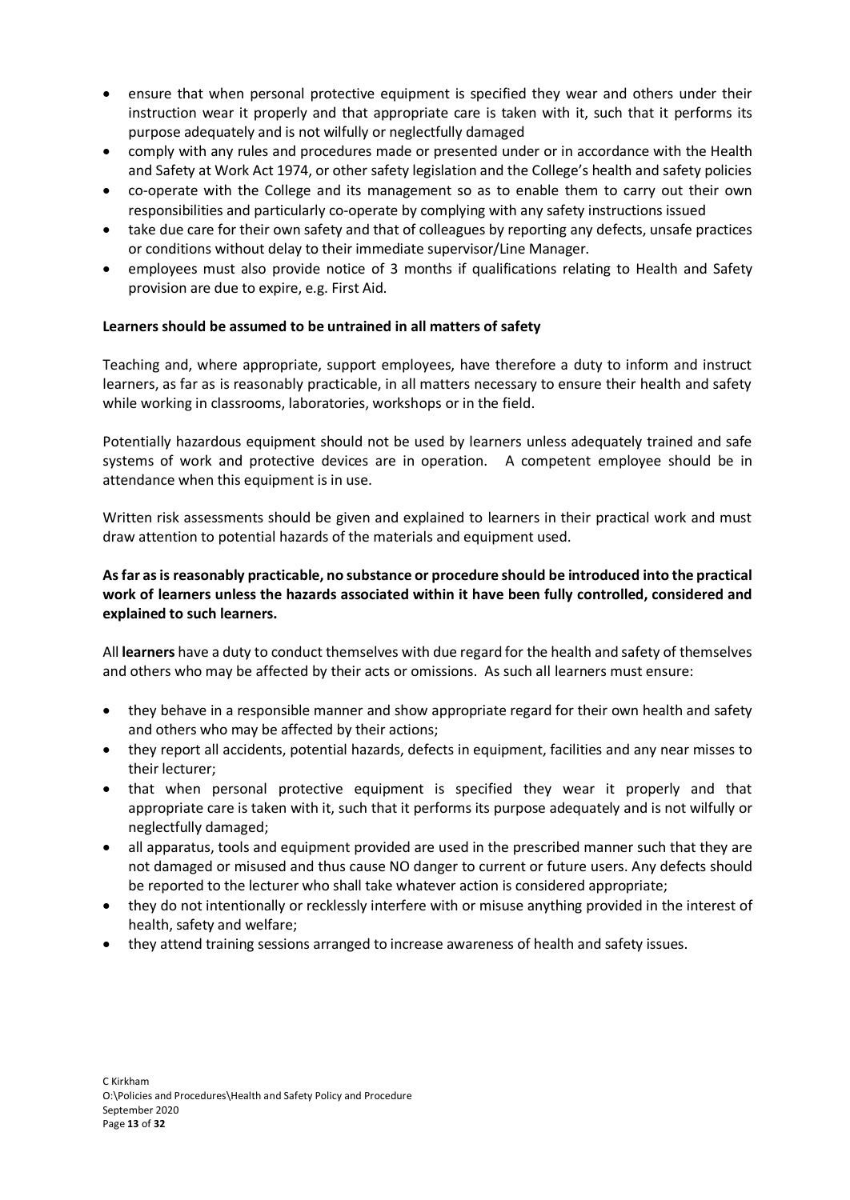- ensure that when personal protective equipment is specified they wear and others under their instruction wear it properly and that appropriate care is taken with it, such that it performs its purpose adequately and is not wilfully or neglectfully damaged
- comply with any rules and procedures made or presented under or in accordance with the Health and Safety at Work Act 1974, or other safety legislation and the College's health and safety policies
- co-operate with the College and its management so as to enable them to carry out their own responsibilities and particularly co-operate by complying with any safety instructions issued
- take due care for their own safety and that of colleagues by reporting any defects, unsafe practices or conditions without delay to their immediate supervisor/Line Manager.
- employees must also provide notice of 3 months if qualifications relating to Health and Safety provision are due to expire, e.g. First Aid.

**Learners should be assumed to be untrained in all matters of safety**

Teaching and, where appropriate, support employees, have therefore a duty to inform and instruct learners, as far as is reasonably practicable, in all matters necessary to ensure their health and safety while working in classrooms, laboratories, workshops or in the field.

Potentially hazardous equipment should not be used by learners unless adequately trained and safe systems of work and protective devices are in operation. A competent employee should be in attendance when this equipment is in use.

Written risk assessments should be given and explained to learners in their practical work and must draw attention to potential hazards of the materials and equipment used.

**As far as is reasonably practicable, no substance or procedure should be introduced into the practical work of learners unless the hazards associated within it have been fully controlled, considered and explained to such learners.**

All **learners** have a duty to conduct themselves with due regard for the health and safety of themselves and others who may be affected by their acts or omissions. As such all learners must ensure:

- they behave in a responsible manner and show appropriate regard for their own health and safety and others who may be affected by their actions;
- they report all accidents, potential hazards, defects in equipment, facilities and any near misses to their lecturer;
- that when personal protective equipment is specified they wear it properly and that appropriate care is taken with it, such that it performs its purpose adequately and is not wilfully or neglectfully damaged;
- all apparatus, tools and equipment provided are used in the prescribed manner such that they are not damaged or misused and thus cause NO danger to current or future users. Any defects should be reported to the lecturer who shall take whatever action is considered appropriate;
- they do not intentionally or recklessly interfere with or misuse anything provided in the interest of health, safety and welfare;
- they attend training sessions arranged to increase awareness of health and safety issues.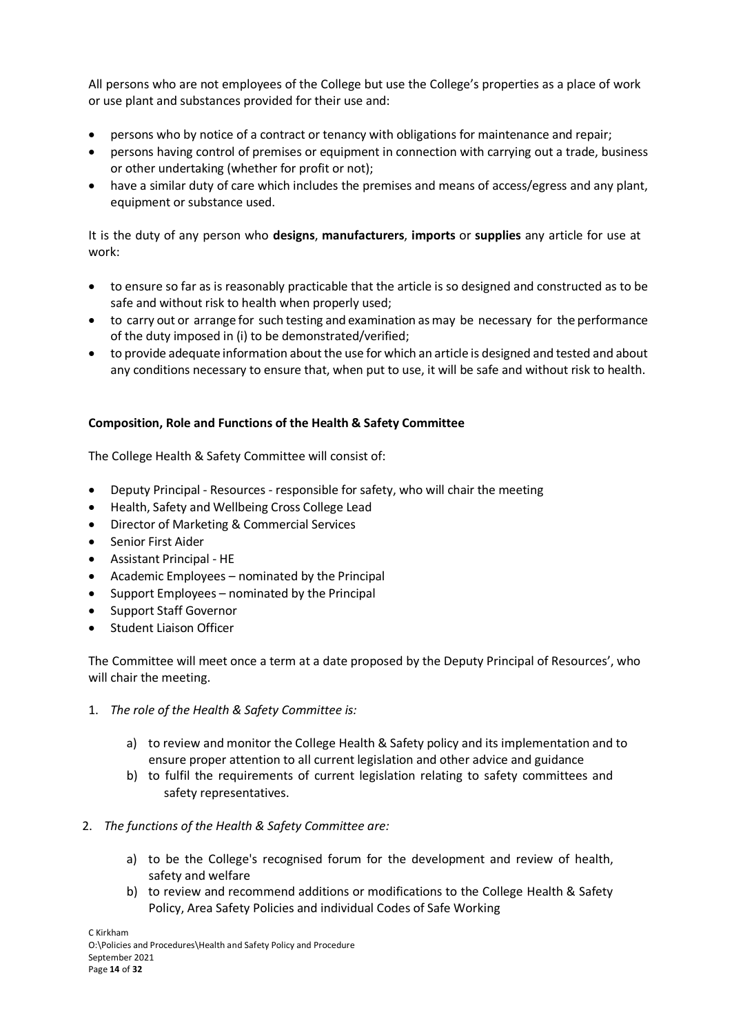All persons who are not employees of the College but use the College's properties as a place of work or use plant and substances provided for their use and:

- persons who by notice of a contract or tenancy with obligations for maintenance and repair;
- persons having control of premises or equipment in connection with carrying out a trade, business or other undertaking (whether for profit or not);
- have a similar duty of care which includes the premises and means of access/egress and any plant, equipment or substance used.

It is the duty of any person who **designs**, **manufacturers**, **imports** or **supplies** any article for use at work:

- to ensure so far as is reasonably practicable that the article is so designed and constructed as to be safe and without risk to health when properly used;
- to carry out or arrange for such testing and examination as may be necessary for the performance of the duty imposed in (i) to be demonstrated/verified;
- to provide adequate information about the use for which an article is designed and tested and about any conditions necessary to ensure that, when put to use, it will be safe and without risk to health.

**Composition, Role and Functions of the Health & Safety Committee**

The College Health & Safety Committee will consist of:

- Deputy Principal - Resources - responsible for safety, who will chair the meeting
- Health, Safety and Wellbeing Cross College Lead
- Director of Marketing & Commercial Services
- Senior First Aider
- Assistant Principal - HE
- Academic Employees – nominated by the Principal
- Support Employees – nominated by the Principal
- Support Staff Governor
- Student Liaison Officer

The Committee will meet once a term at a date proposed by the Deputy Principal of Resources', who will chair the meeting.

1. *The role of the Health & Safety Committee is:*

    a) to review and monitor the College Health & Safety policy and its implementation and to ensure proper attention to all current legislation and other advice and guidance
    b) to fulfil the requirements of current legislation relating to safety committees and safety representatives.

2. *The functions of the Health & Safety Committee are:*

    a) to be the College's recognised forum for the development and review of health, safety and welfare
    b) to review and recommend additions or modifications to the College Health & Safety Policy, Area Safety Policies and individual Codes of Safe Working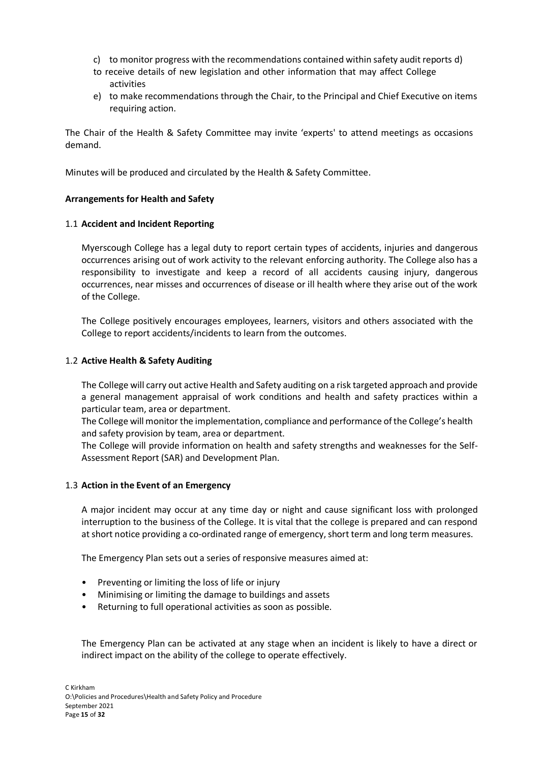c) to monitor progress with the recommendations contained within safety audit reports d) to receive details of new legislation and other information that may affect College activities

e) to make recommendations through the Chair, to the Principal and Chief Executive on items requiring action.

The Chair of the Health & Safety Committee may invite 'experts' to attend meetings as occasions demand.

Minutes will be produced and circulated by the Health & Safety Committee.

**Arrangements for Health and Safety**

1.1 **Accident and Incident Reporting**

Myerscough College has a legal duty to report certain types of accidents, injuries and dangerous occurrences arising out of work activity to the relevant enforcing authority. The College also has a responsibility to investigate and keep a record of all accidents causing injury, dangerous occurrences, near misses and occurrences of disease or ill health where they arise out of the work of the College.

The College positively encourages employees, learners, visitors and others associated with the College to report accidents/incidents to learn from the outcomes.

1.2 **Active Health & Safety Auditing**

The College will carry out active Health and Safety auditing on a risk targeted approach and provide a general management appraisal of work conditions and health and safety practices within a particular team, area or department.

The College will monitor the implementation, compliance and performance of the College's health and safety provision by team, area or department.

The College will provide information on health and safety strengths and weaknesses for the Self-Assessment Report (SAR) and Development Plan.

1.3 **Action in the Event of an Emergency**

A major incident may occur at any time day or night and cause significant loss with prolonged interruption to the business of the College. It is vital that the college is prepared and can respond at short notice providing a co-ordinated range of emergency, short term and long term measures.

The Emergency Plan sets out a series of responsive measures aimed at:

- Preventing or limiting the loss of life or injury
- Minimising or limiting the damage to buildings and assets
- Returning to full operational activities as soon as possible.

The Emergency Plan can be activated at any stage when an incident is likely to have a direct or indirect impact on the ability of the college to operate effectively.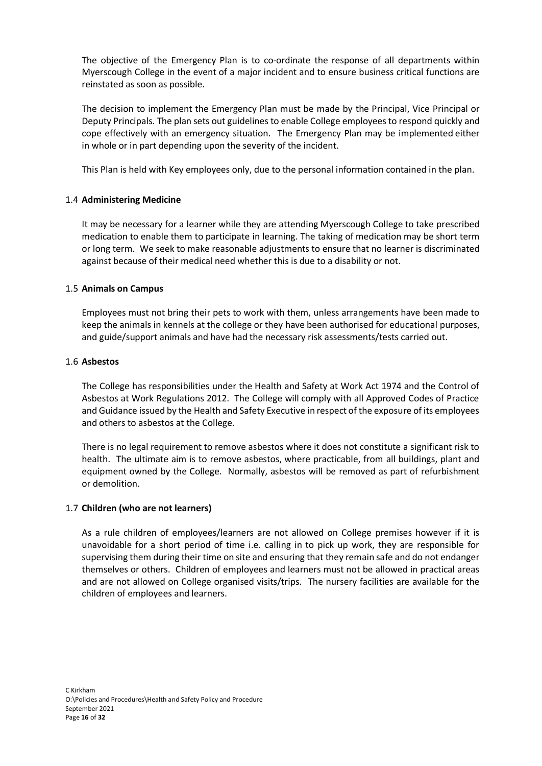The objective of the Emergency Plan is to co-ordinate the response of all departments within Myerscough College in the event of a major incident and to ensure business critical functions are reinstated as soon as possible.

The decision to implement the Emergency Plan must be made by the Principal, Vice Principal or Deputy Principals. The plan sets out guidelines to enable College employees to respond quickly and cope effectively with an emergency situation. The Emergency Plan may be implemented either in whole or in part depending upon the severity of the incident.

This Plan is held with Key employees only, due to the personal information contained in the plan.

### 1.4 Administering Medicine

It may be necessary for a learner while they are attending Myerscough College to take prescribed medication to enable them to participate in learning. The taking of medication may be short term or long term. We seek to make reasonable adjustments to ensure that no learner is discriminated against because of their medical need whether this is due to a disability or not.

### 1.5 Animals on Campus

Employees must not bring their pets to work with them, unless arrangements have been made to keep the animals in kennels at the college or they have been authorised for educational purposes, and guide/support animals and have had the necessary risk assessments/tests carried out.

### 1.6 Asbestos

The College has responsibilities under the Health and Safety at Work Act 1974 and the Control of Asbestos at Work Regulations 2012. The College will comply with all Approved Codes of Practice and Guidance issued by the Health and Safety Executive in respect of the exposure of its employees and others to asbestos at the College.

There is no legal requirement to remove asbestos where it does not constitute a significant risk to health. The ultimate aim is to remove asbestos, where practicable, from all buildings, plant and equipment owned by the College. Normally, asbestos will be removed as part of refurbishment or demolition.

### 1.7 Children (who are not learners)

As a rule children of employees/learners are not allowed on College premises however if it is unavoidable for a short period of time i.e. calling in to pick up work, they are responsible for supervising them during their time on site and ensuring that they remain safe and do not endanger themselves or others. Children of employees and learners must not be allowed in practical areas and are not allowed on College organised visits/trips. The nursery facilities are available for the children of employees and learners.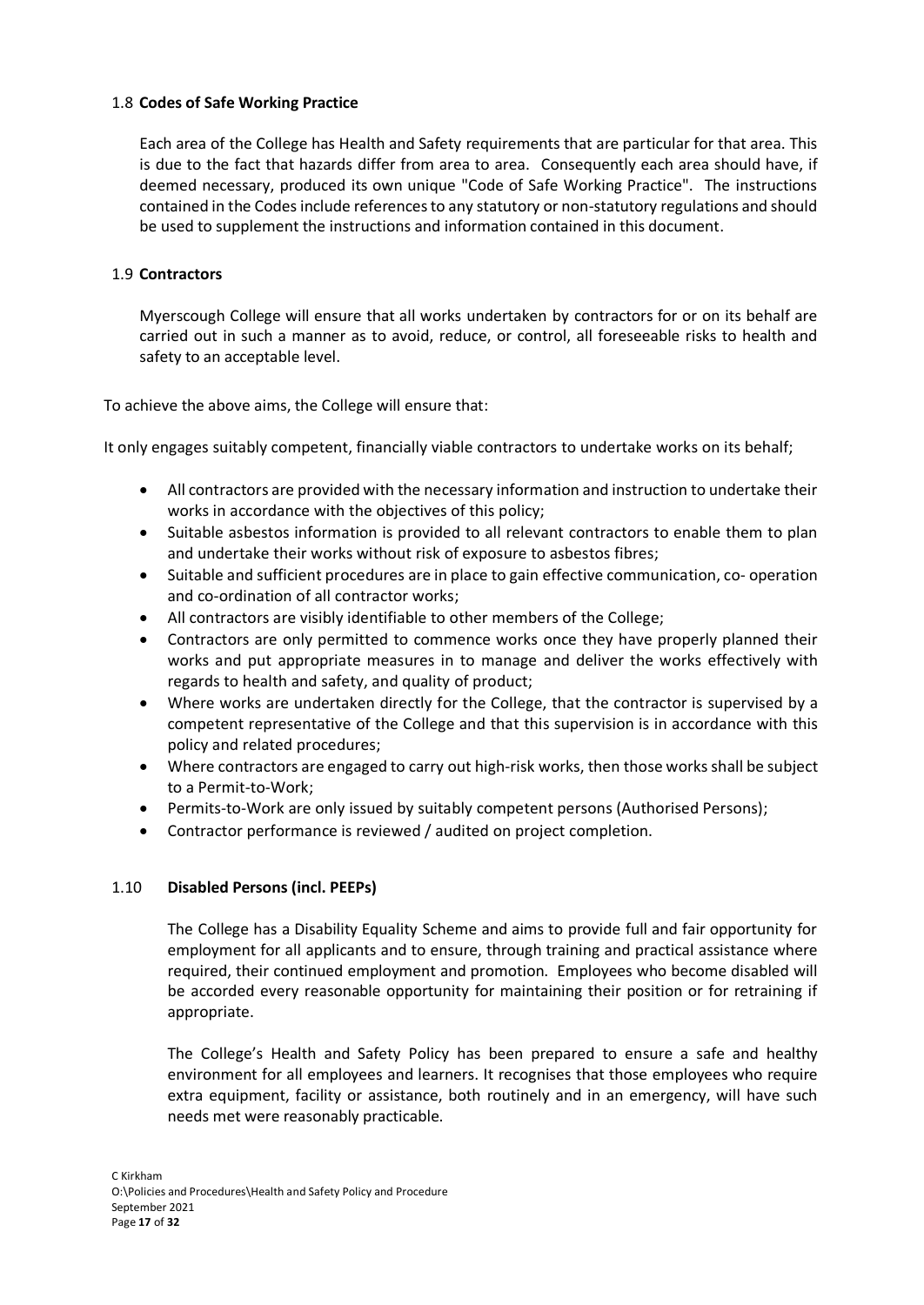### 1.8 **Codes of Safe Working Practice**

Each area of the College has Health and Safety requirements that are particular for that area. This is due to the fact that hazards differ from area to area. Consequently each area should have, if deemed necessary, produced its own unique "Code of Safe Working Practice". The instructions contained in the Codes include references to any statutory or non-statutory regulations and should be used to supplement the instructions and information contained in this document.

### 1.9 **Contractors**

Myerscough College will ensure that all works undertaken by contractors for or on its behalf are carried out in such a manner as to avoid, reduce, or control, all foreseeable risks to health and safety to an acceptable level.

To achieve the above aims, the College will ensure that:

It only engages suitably competent, financially viable contractors to undertake works on its behalf;

- All contractors are provided with the necessary information and instruction to undertake their works in accordance with the objectives of this policy;
- Suitable asbestos information is provided to all relevant contractors to enable them to plan and undertake their works without risk of exposure to asbestos fibres;
- Suitable and sufficient procedures are in place to gain effective communication, co- operation and co-ordination of all contractor works;
- All contractors are visibly identifiable to other members of the College;
- Contractors are only permitted to commence works once they have properly planned their works and put appropriate measures in to manage and deliver the works effectively with regards to health and safety, and quality of product;
- Where works are undertaken directly for the College, that the contractor is supervised by a competent representative of the College and that this supervision is in accordance with this policy and related procedures;
- Where contractors are engaged to carry out high-risk works, then those works shall be subject to a Permit-to-Work;
- Permits-to-Work are only issued by suitably competent persons (Authorised Persons);
- Contractor performance is reviewed / audited on project completion.

### 1.10 **Disabled Persons (incl. PEEPs)**

The College has a Disability Equality Scheme and aims to provide full and fair opportunity for employment for all applicants and to ensure, through training and practical assistance where required, their continued employment and promotion. Employees who become disabled will be accorded every reasonable opportunity for maintaining their position or for retraining if appropriate.

The College's Health and Safety Policy has been prepared to ensure a safe and healthy environment for all employees and learners. It recognises that those employees who require extra equipment, facility or assistance, both routinely and in an emergency, will have such needs met were reasonably practicable.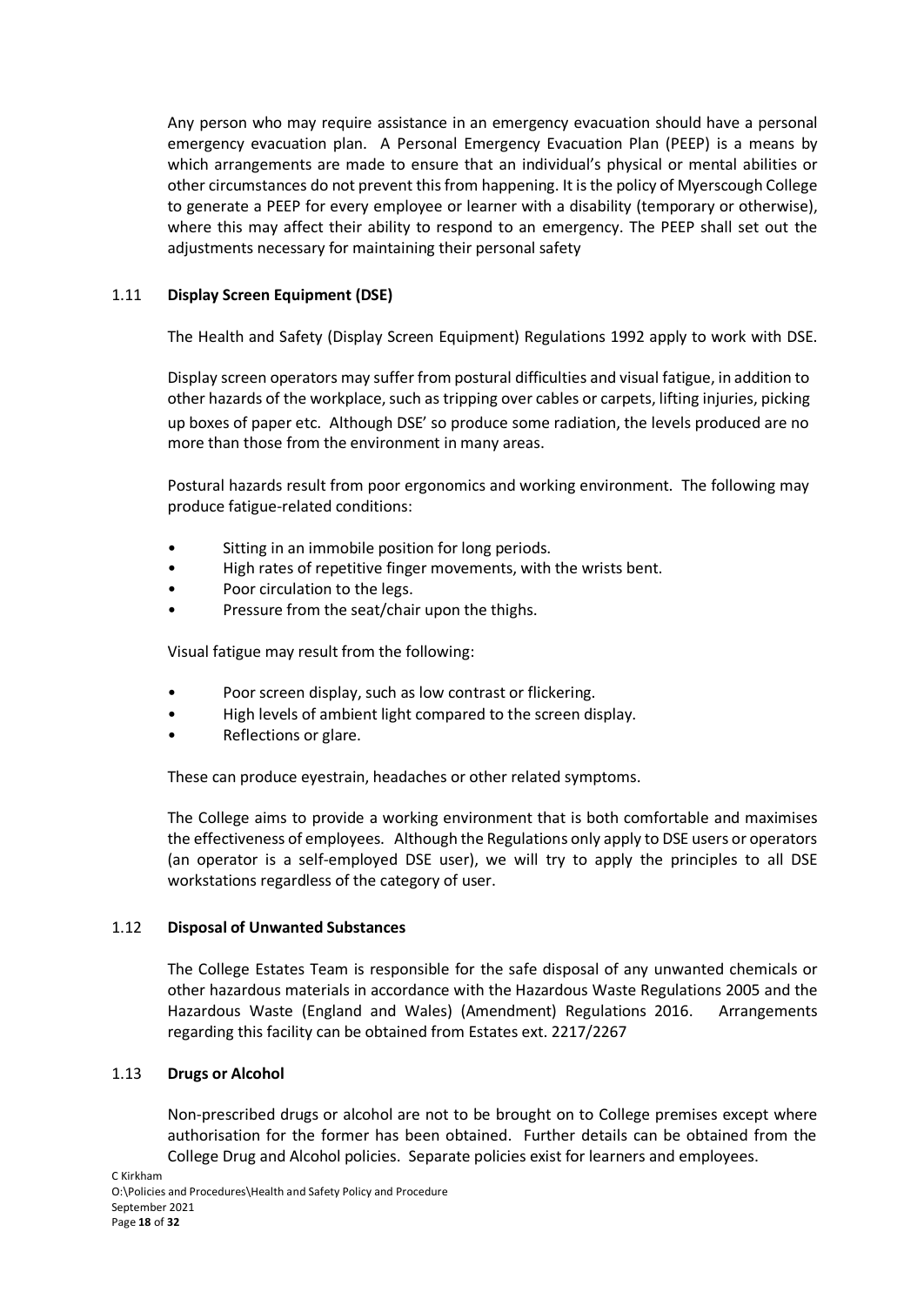Any person who may require assistance in an emergency evacuation should have a personal emergency evacuation plan. A Personal Emergency Evacuation Plan (PEEP) is a means by which arrangements are made to ensure that an individual's physical or mental abilities or other circumstances do not prevent this from happening. It is the policy of Myerscough College to generate a PEEP for every employee or learner with a disability (temporary or otherwise), where this may affect their ability to respond to an emergency. The PEEP shall set out the adjustments necessary for maintaining their personal safety

### 1.11 Display Screen Equipment (DSE)

The Health and Safety (Display Screen Equipment) Regulations 1992 apply to work with DSE.

Display screen operators may suffer from postural difficulties and visual fatigue, in addition to other hazards of the workplace, such as tripping over cables or carpets, lifting injuries, picking up boxes of paper etc. Although DSE' so produce some radiation, the levels produced are no more than those from the environment in many areas.

Postural hazards result from poor ergonomics and working environment. The following may produce fatigue-related conditions:

- Sitting in an immobile position for long periods.
- High rates of repetitive finger movements, with the wrists bent.
- Poor circulation to the legs.
- Pressure from the seat/chair upon the thighs.

Visual fatigue may result from the following:

- Poor screen display, such as low contrast or flickering.
- High levels of ambient light compared to the screen display.
- Reflections or glare.

These can produce eyestrain, headaches or other related symptoms.

The College aims to provide a working environment that is both comfortable and maximises the effectiveness of employees. Although the Regulations only apply to DSE users or operators (an operator is a self-employed DSE user), we will try to apply the principles to all DSE workstations regardless of the category of user.

### 1.12 Disposal of Unwanted Substances

The College Estates Team is responsible for the safe disposal of any unwanted chemicals or other hazardous materials in accordance with the Hazardous Waste Regulations 2005 and the Hazardous Waste (England and Wales) (Amendment) Regulations 2016. Arrangements regarding this facility can be obtained from Estates ext. 2217/2267

### 1.13 Drugs or Alcohol

Non-prescribed drugs or alcohol are not to be brought on to College premises except where authorisation for the former has been obtained. Further details can be obtained from the College Drug and Alcohol policies. Separate policies exist for learners and employees.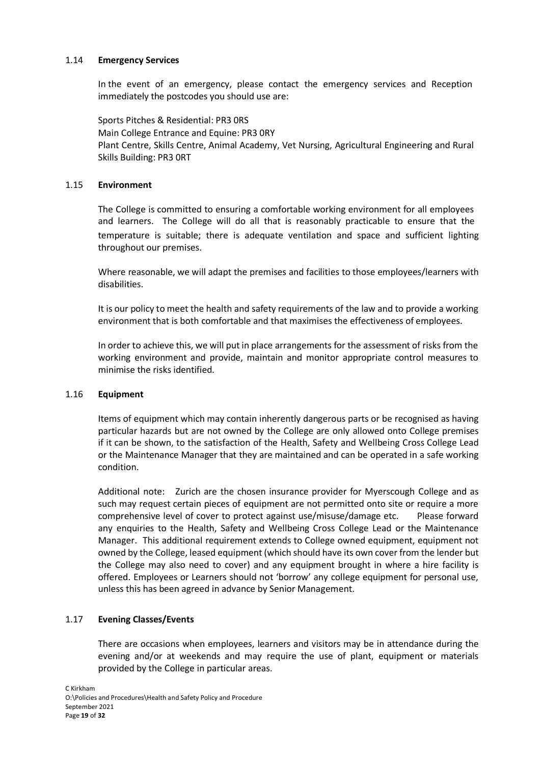### 1.14 **Emergency Services**

In the event of an emergency, please contact the emergency services and Reception immediately the postcodes you should use are:

Sports Pitches & Residential: PR3 0RS
Main College Entrance and Equine: PR3 0RY
Plant Centre, Skills Centre, Animal Academy, Vet Nursing, Agricultural Engineering and Rural Skills Building: PR3 0RT

### 1.15 **Environment**

The College is committed to ensuring a comfortable working environment for all employees and learners. The College will do all that is reasonably practicable to ensure that the temperature is suitable; there is adequate ventilation and space and sufficient lighting throughout our premises.

Where reasonable, we will adapt the premises and facilities to those employees/learners with disabilities.

It is our policy to meet the health and safety requirements of the law and to provide a working environment that is both comfortable and that maximises the effectiveness of employees.

In order to achieve this, we will put in place arrangements for the assessment of risks from the working environment and provide, maintain and monitor appropriate control measures to minimise the risks identified.

### 1.16 **Equipment**

Items of equipment which may contain inherently dangerous parts or be recognised as having particular hazards but are not owned by the College are only allowed onto College premises if it can be shown, to the satisfaction of the Health, Safety and Wellbeing Cross College Lead or the Maintenance Manager that they are maintained and can be operated in a safe working condition.

Additional note: Zurich are the chosen insurance provider for Myerscough College and as such may request certain pieces of equipment are not permitted onto site or require a more comprehensive level of cover to protect against use/misuse/damage etc. Please forward any enquiries to the Health, Safety and Wellbeing Cross College Lead or the Maintenance Manager. This additional requirement extends to College owned equipment, equipment not owned by the College, leased equipment (which should have its own cover from the lender but the College may also need to cover) and any equipment brought in where a hire facility is offered. Employees or Learners should not 'borrow' any college equipment for personal use, unless this has been agreed in advance by Senior Management.

### 1.17 **Evening Classes/Events**

There are occasions when employees, learners and visitors may be in attendance during the evening and/or at weekends and may require the use of plant, equipment or materials provided by the College in particular areas.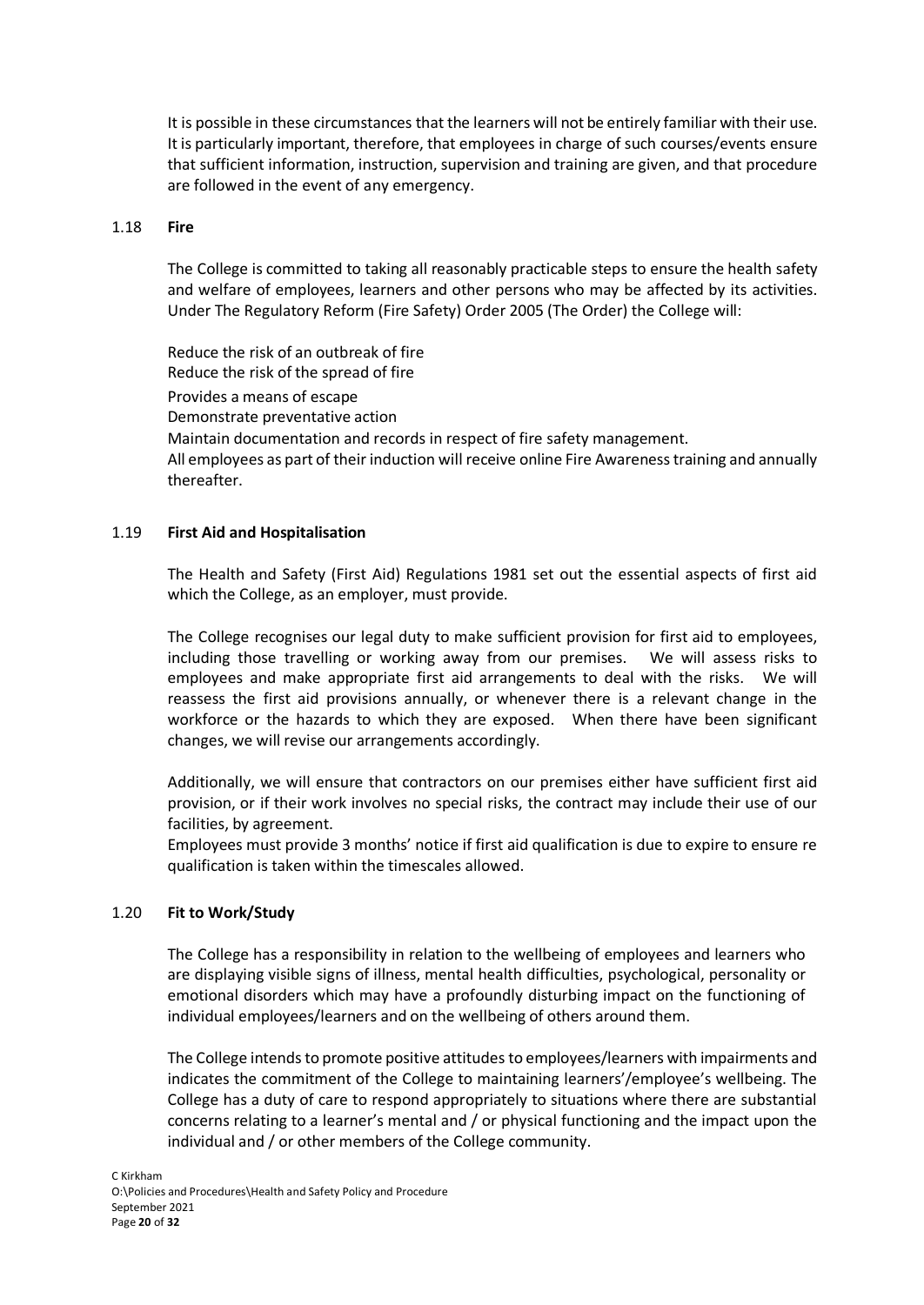It is possible in these circumstances that the learners will not be entirely familiar with their use. It is particularly important, therefore, that employees in charge of such courses/events ensure that sufficient information, instruction, supervision and training are given, and that procedure are followed in the event of any emergency.

### 1.18 Fire

The College is committed to taking all reasonably practicable steps to ensure the health safety and welfare of employees, learners and other persons who may be affected by its activities. Under The Regulatory Reform (Fire Safety) Order 2005 (The Order) the College will:

Reduce the risk of an outbreak of fire
Reduce the risk of the spread of fire
Provides a means of escape
Demonstrate preventative action
Maintain documentation and records in respect of fire safety management.
All employees as part of their induction will receive online Fire Awareness training and annually thereafter.

### 1.19 First Aid and Hospitalisation

The Health and Safety (First Aid) Regulations 1981 set out the essential aspects of first aid which the College, as an employer, must provide.

The College recognises our legal duty to make sufficient provision for first aid to employees, including those travelling or working away from our premises. We will assess risks to employees and make appropriate first aid arrangements to deal with the risks. We will reassess the first aid provisions annually, or whenever there is a relevant change in the workforce or the hazards to which they are exposed. When there have been significant changes, we will revise our arrangements accordingly.

Additionally, we will ensure that contractors on our premises either have sufficient first aid provision, or if their work involves no special risks, the contract may include their use of our facilities, by agreement.
Employees must provide 3 months' notice if first aid qualification is due to expire to ensure re qualification is taken within the timescales allowed.

### 1.20 Fit to Work/Study

The College has a responsibility in relation to the wellbeing of employees and learners who are displaying visible signs of illness, mental health difficulties, psychological, personality or emotional disorders which may have a profoundly disturbing impact on the functioning of individual employees/learners and on the wellbeing of others around them.

The College intends to promote positive attitudes to employees/learners with impairments and indicates the commitment of the College to maintaining learners'/employee's wellbeing. The College has a duty of care to respond appropriately to situations where there are substantial concerns relating to a learner's mental and / or physical functioning and the impact upon the individual and / or other members of the College community.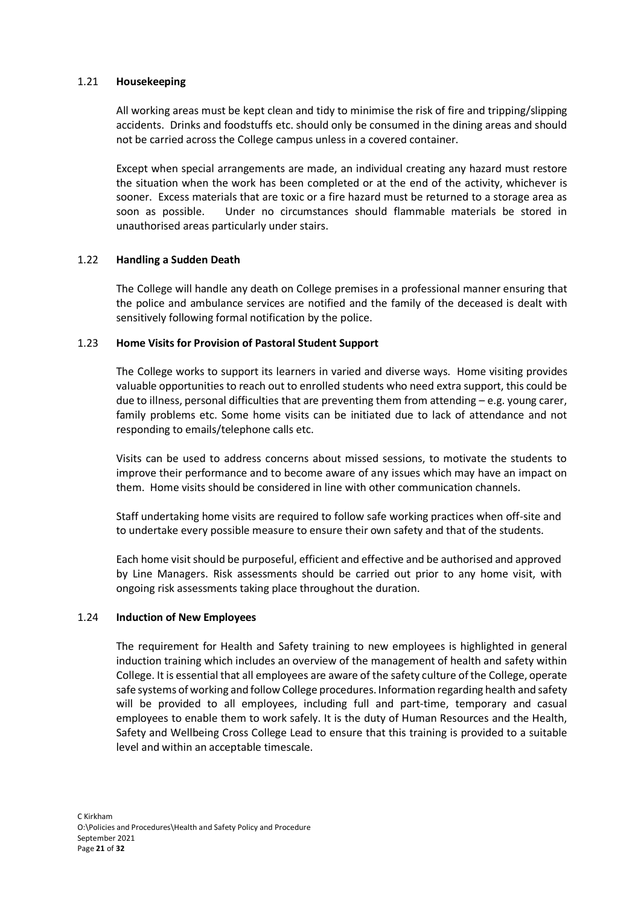### 1.21 **Housekeeping**

All working areas must be kept clean and tidy to minimise the risk of fire and tripping/slipping accidents. Drinks and foodstuffs etc. should only be consumed in the dining areas and should not be carried across the College campus unless in a covered container.

Except when special arrangements are made, an individual creating any hazard must restore the situation when the work has been completed or at the end of the activity, whichever is sooner. Excess materials that are toxic or a fire hazard must be returned to a storage area as soon as possible. Under no circumstances should flammable materials be stored in unauthorised areas particularly under stairs.

### 1.22 **Handling a Sudden Death**

The College will handle any death on College premises in a professional manner ensuring that the police and ambulance services are notified and the family of the deceased is dealt with sensitively following formal notification by the police.

### 1.23 **Home Visits for Provision of Pastoral Student Support**

The College works to support its learners in varied and diverse ways. Home visiting provides valuable opportunities to reach out to enrolled students who need extra support, this could be due to illness, personal difficulties that are preventing them from attending – e.g. young carer, family problems etc. Some home visits can be initiated due to lack of attendance and not responding to emails/telephone calls etc.

Visits can be used to address concerns about missed sessions, to motivate the students to improve their performance and to become aware of any issues which may have an impact on them. Home visits should be considered in line with other communication channels.

Staff undertaking home visits are required to follow safe working practices when off-site and to undertake every possible measure to ensure their own safety and that of the students.

Each home visit should be purposeful, efficient and effective and be authorised and approved by Line Managers. Risk assessments should be carried out prior to any home visit, with ongoing risk assessments taking place throughout the duration.

### 1.24 **Induction of New Employees**

The requirement for Health and Safety training to new employees is highlighted in general induction training which includes an overview of the management of health and safety within College. It is essential that all employees are aware of the safety culture of the College, operate safe systems of working and follow College procedures. Information regarding health and safety will be provided to all employees, including full and part-time, temporary and casual employees to enable them to work safely. It is the duty of Human Resources and the Health, Safety and Wellbeing Cross College Lead to ensure that this training is provided to a suitable level and within an acceptable timescale.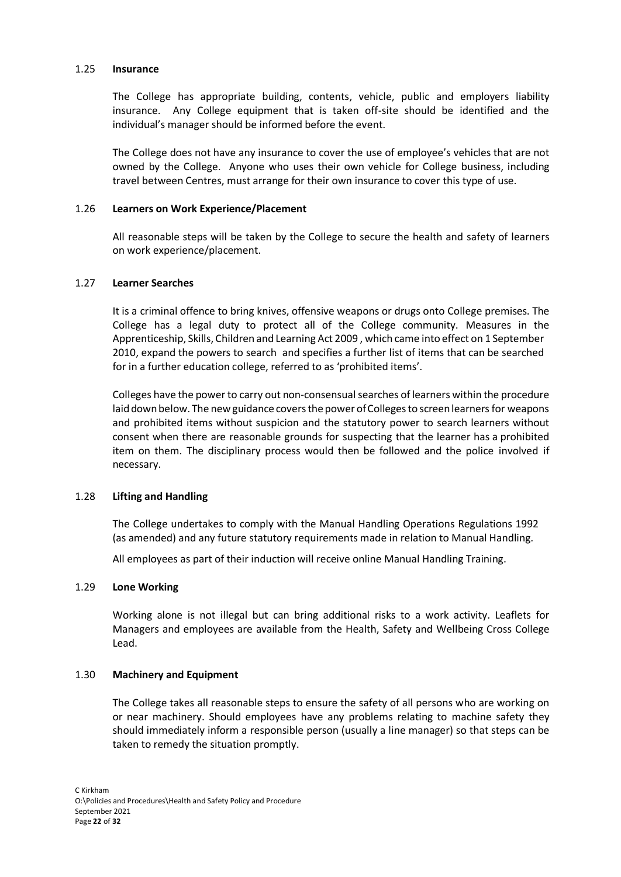### 1.25 **Insurance**

The College has appropriate building, contents, vehicle, public and employers liability insurance. Any College equipment that is taken off-site should be identified and the individual's manager should be informed before the event.

The College does not have any insurance to cover the use of employee's vehicles that are not owned by the College. Anyone who uses their own vehicle for College business, including travel between Centres, must arrange for their own insurance to cover this type of use.

### 1.26 **Learners on Work Experience/Placement**

All reasonable steps will be taken by the College to secure the health and safety of learners on work experience/placement.

### 1.27 **Learner Searches**

It is a criminal offence to bring knives, offensive weapons or drugs onto College premises. The College has a legal duty to protect all of the College community. Measures in the Apprenticeship, Skills, Children and Learning Act 2009 , which came into effect on 1 September 2010, expand the powers to search and specifies a further list of items that can be searched for in a further education college, referred to as 'prohibited items'.

Colleges have the power to carry out non-consensual searches of learners within the procedure laid down below. The new guidance covers the power of Colleges to screen learners for weapons and prohibited items without suspicion and the statutory power to search learners without consent when there are reasonable grounds for suspecting that the learner has a prohibited item on them. The disciplinary process would then be followed and the police involved if necessary.

### 1.28 **Lifting and Handling**

The College undertakes to comply with the Manual Handling Operations Regulations 1992 (as amended) and any future statutory requirements made in relation to Manual Handling.

All employees as part of their induction will receive online Manual Handling Training.

### 1.29 **Lone Working**

Working alone is not illegal but can bring additional risks to a work activity. Leaflets for Managers and employees are available from the Health, Safety and Wellbeing Cross College Lead.

### 1.30 **Machinery and Equipment**

The College takes all reasonable steps to ensure the safety of all persons who are working on or near machinery. Should employees have any problems relating to machine safety they should immediately inform a responsible person (usually a line manager) so that steps can be taken to remedy the situation promptly.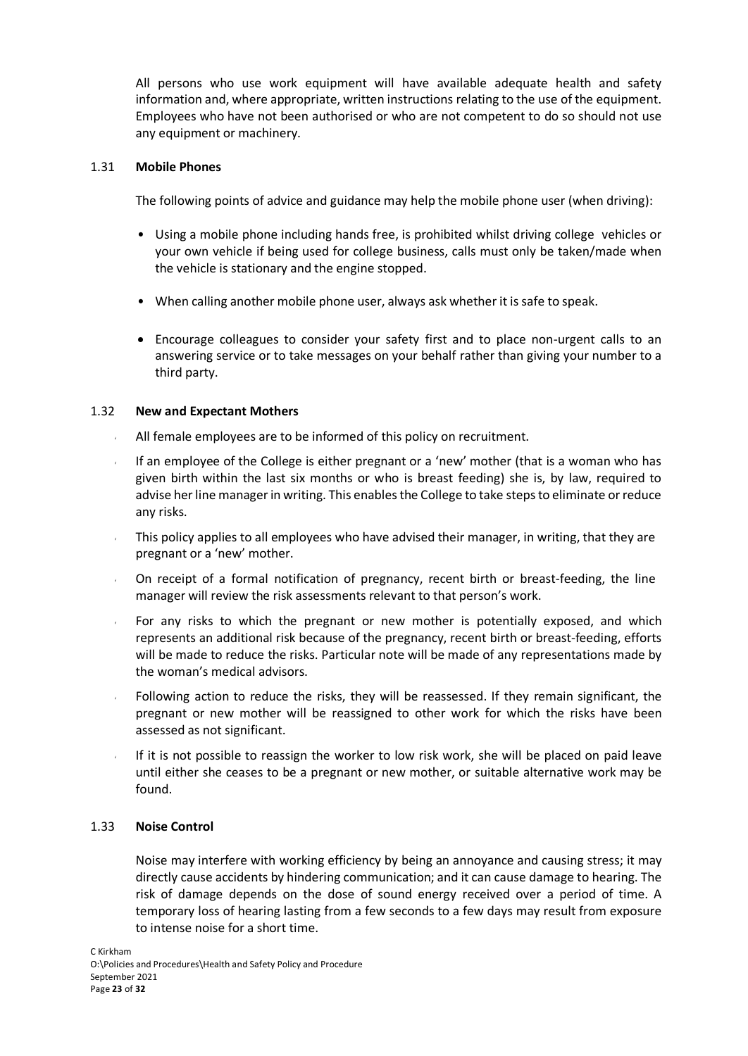All persons who use work equipment will have available adequate health and safety information and, where appropriate, written instructions relating to the use of the equipment. Employees who have not been authorised or who are not competent to do so should not use any equipment or machinery.

### 1.31 Mobile Phones

The following points of advice and guidance may help the mobile phone user (when driving):

- Using a mobile phone including hands free, is prohibited whilst driving college vehicles or your own vehicle if being used for college business, calls must only be taken/made when the vehicle is stationary and the engine stopped.
- When calling another mobile phone user, always ask whether it is safe to speak.
- Encourage colleagues to consider your safety first and to place non-urgent calls to an answering service or to take messages on your behalf rather than giving your number to a third party.

### 1.32 New and Expectant Mothers

- All female employees are to be informed of this policy on recruitment.
- If an employee of the College is either pregnant or a 'new' mother (that is a woman who has given birth within the last six months or who is breast feeding) she is, by law, required to advise her line manager in writing. This enables the College to take steps to eliminate or reduce any risks.
- This policy applies to all employees who have advised their manager, in writing, that they are pregnant or a 'new' mother.
- On receipt of a formal notification of pregnancy, recent birth or breast-feeding, the line manager will review the risk assessments relevant to that person's work.
- For any risks to which the pregnant or new mother is potentially exposed, and which represents an additional risk because of the pregnancy, recent birth or breast-feeding, efforts will be made to reduce the risks. Particular note will be made of any representations made by the woman's medical advisors.
- Following action to reduce the risks, they will be reassessed. If they remain significant, the pregnant or new mother will be reassigned to other work for which the risks have been assessed as not significant.
- If it is not possible to reassign the worker to low risk work, she will be placed on paid leave until either she ceases to be a pregnant or new mother, or suitable alternative work may be found.

### 1.33 Noise Control

Noise may interfere with working efficiency by being an annoyance and causing stress; it may directly cause accidents by hindering communication; and it can cause damage to hearing. The risk of damage depends on the dose of sound energy received over a period of time. A temporary loss of hearing lasting from a few seconds to a few days may result from exposure to intense noise for a short time.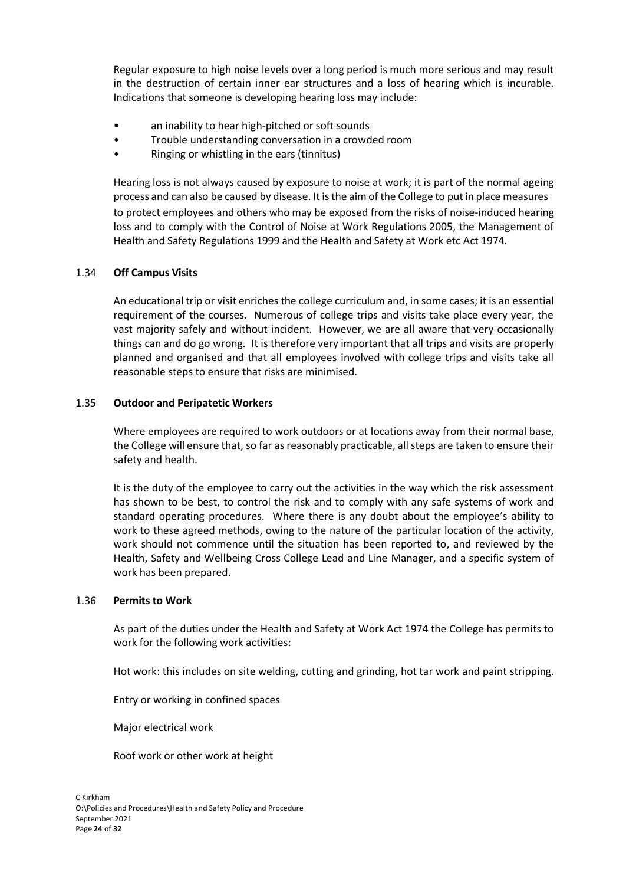Regular exposure to high noise levels over a long period is much more serious and may result in the destruction of certain inner ear structures and a loss of hearing which is incurable. Indications that someone is developing hearing loss may include:

- an inability to hear high-pitched or soft sounds
- Trouble understanding conversation in a crowded room
- Ringing or whistling in the ears (tinnitus)

Hearing loss is not always caused by exposure to noise at work; it is part of the normal ageing process and can also be caused by disease. It is the aim of the College to put in place measures to protect employees and others who may be exposed from the risks of noise-induced hearing loss and to comply with the Control of Noise at Work Regulations 2005, the Management of Health and Safety Regulations 1999 and the Health and Safety at Work etc Act 1974.

### 1.34 **Off Campus Visits**

An educational trip or visit enriches the college curriculum and, in some cases; it is an essential requirement of the courses. Numerous of college trips and visits take place every year, the vast majority safely and without incident. However, we are all aware that very occasionally things can and do go wrong. It is therefore very important that all trips and visits are properly planned and organised and that all employees involved with college trips and visits take all reasonable steps to ensure that risks are minimised.

### 1.35 **Outdoor and Peripatetic Workers**

Where employees are required to work outdoors or at locations away from their normal base, the College will ensure that, so far as reasonably practicable, all steps are taken to ensure their safety and health.

It is the duty of the employee to carry out the activities in the way which the risk assessment has shown to be best, to control the risk and to comply with any safe systems of work and standard operating procedures. Where there is any doubt about the employee's ability to work to these agreed methods, owing to the nature of the particular location of the activity, work should not commence until the situation has been reported to, and reviewed by the Health, Safety and Wellbeing Cross College Lead and Line Manager, and a specific system of work has been prepared.

### 1.36 **Permits to Work**

As part of the duties under the Health and Safety at Work Act 1974 the College has permits to work for the following work activities:

Hot work: this includes on site welding, cutting and grinding, hot tar work and paint stripping.

Entry or working in confined spaces

Major electrical work

Roof work or other work at height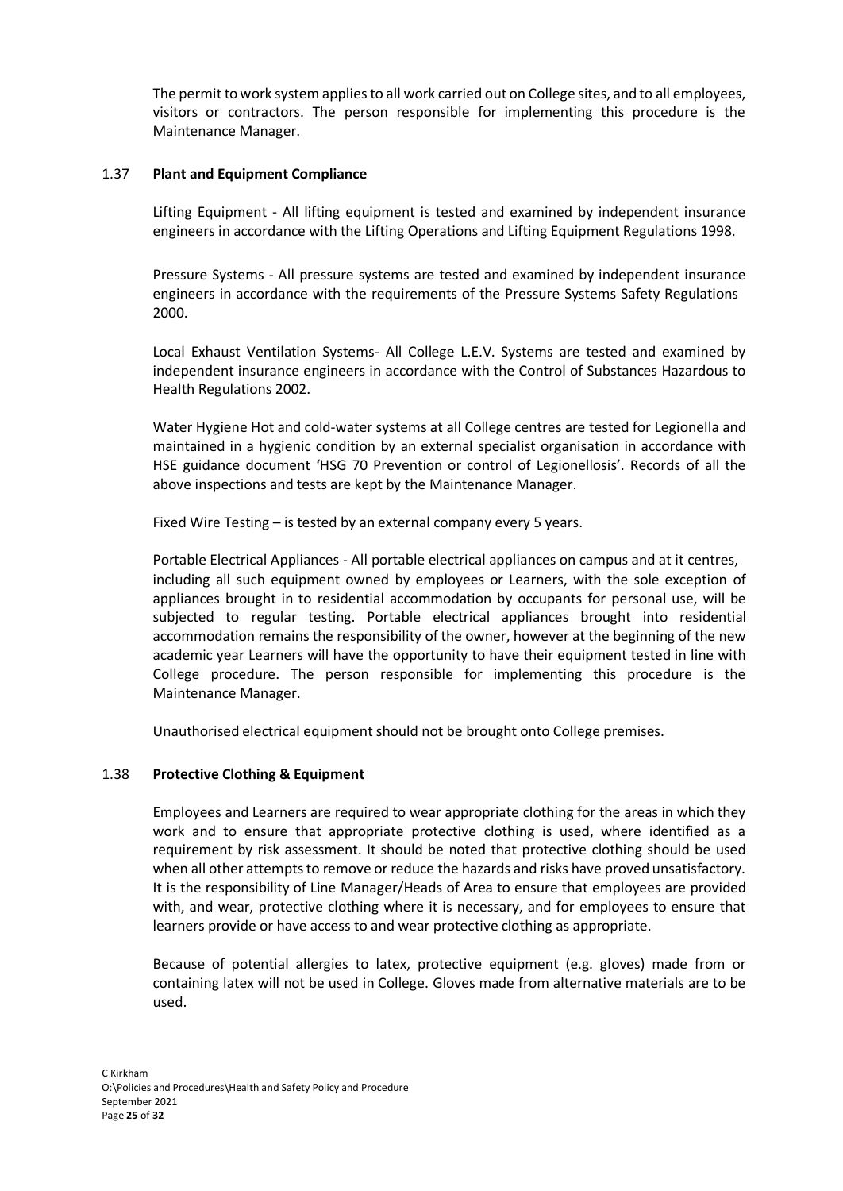The permit to work system applies to all work carried out on College sites, and to all employees, visitors or contractors. The person responsible for implementing this procedure is the Maintenance Manager.

### 1.37 **Plant and Equipment Compliance**

Lifting Equipment - All lifting equipment is tested and examined by independent insurance engineers in accordance with the Lifting Operations and Lifting Equipment Regulations 1998.

Pressure Systems - All pressure systems are tested and examined by independent insurance engineers in accordance with the requirements of the Pressure Systems Safety Regulations 2000.

Local Exhaust Ventilation Systems- All College L.E.V. Systems are tested and examined by independent insurance engineers in accordance with the Control of Substances Hazardous to Health Regulations 2002.

Water Hygiene Hot and cold-water systems at all College centres are tested for Legionella and maintained in a hygienic condition by an external specialist organisation in accordance with HSE guidance document 'HSG 70 Prevention or control of Legionellosis'. Records of all the above inspections and tests are kept by the Maintenance Manager.

Fixed Wire Testing – is tested by an external company every 5 years.

Portable Electrical Appliances - All portable electrical appliances on campus and at it centres, including all such equipment owned by employees or Learners, with the sole exception of appliances brought in to residential accommodation by occupants for personal use, will be subjected to regular testing. Portable electrical appliances brought into residential accommodation remains the responsibility of the owner, however at the beginning of the new academic year Learners will have the opportunity to have their equipment tested in line with College procedure. The person responsible for implementing this procedure is the Maintenance Manager.

Unauthorised electrical equipment should not be brought onto College premises.

### 1.38 **Protective Clothing & Equipment**

Employees and Learners are required to wear appropriate clothing for the areas in which they work and to ensure that appropriate protective clothing is used, where identified as a requirement by risk assessment. It should be noted that protective clothing should be used when all other attempts to remove or reduce the hazards and risks have proved unsatisfactory. It is the responsibility of Line Manager/Heads of Area to ensure that employees are provided with, and wear, protective clothing where it is necessary, and for employees to ensure that learners provide or have access to and wear protective clothing as appropriate.

Because of potential allergies to latex, protective equipment (e.g. gloves) made from or containing latex will not be used in College. Gloves made from alternative materials are to be used.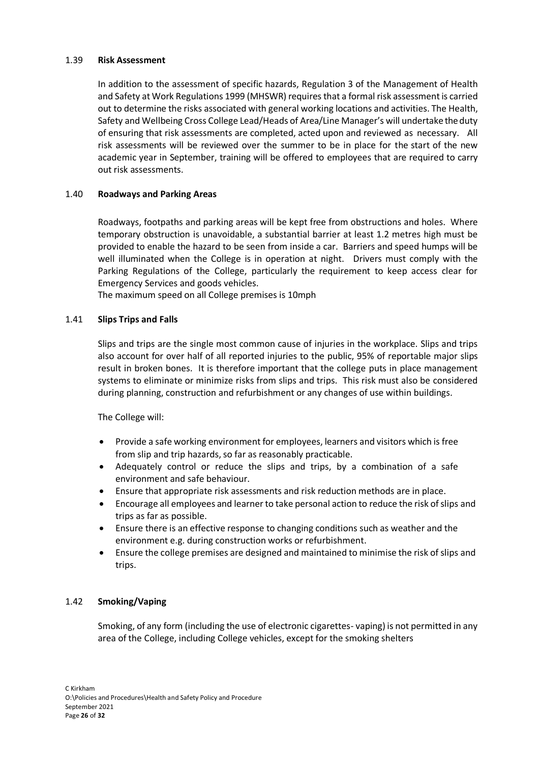### 1.39 **Risk Assessment**

In addition to the assessment of specific hazards, Regulation 3 of the Management of Health and Safety at Work Regulations 1999 (MHSWR) requires that a formal risk assessment is carried out to determine the risks associated with general working locations and activities. The Health, Safety and Wellbeing Cross College Lead/Heads of Area/Line Manager's will undertake the duty of ensuring that risk assessments are completed, acted upon and reviewed as necessary. All risk assessments will be reviewed over the summer to be in place for the start of the new academic year in September, training will be offered to employees that are required to carry out risk assessments.

### 1.40 **Roadways and Parking Areas**

Roadways, footpaths and parking areas will be kept free from obstructions and holes. Where temporary obstruction is unavoidable, a substantial barrier at least 1.2 metres high must be provided to enable the hazard to be seen from inside a car. Barriers and speed humps will be well illuminated when the College is in operation at night. Drivers must comply with the Parking Regulations of the College, particularly the requirement to keep access clear for Emergency Services and goods vehicles.
The maximum speed on all College premises is 10mph

### 1.41 **Slips Trips and Falls**

Slips and trips are the single most common cause of injuries in the workplace. Slips and trips also account for over half of all reported injuries to the public, 95% of reportable major slips result in broken bones. It is therefore important that the college puts in place management systems to eliminate or minimize risks from slips and trips. This risk must also be considered during planning, construction and refurbishment or any changes of use within buildings.

The College will:

- Provide a safe working environment for employees, learners and visitors which is free from slip and trip hazards, so far as reasonably practicable.
- Adequately control or reduce the slips and trips, by a combination of a safe environment and safe behaviour.
- Ensure that appropriate risk assessments and risk reduction methods are in place.
- Encourage all employees and learner to take personal action to reduce the risk of slips and trips as far as possible.
- Ensure there is an effective response to changing conditions such as weather and the environment e.g. during construction works or refurbishment.
- Ensure the college premises are designed and maintained to minimise the risk of slips and trips.

### 1.42 **Smoking/Vaping**

Smoking, of any form (including the use of electronic cigarettes- vaping) is not permitted in any area of the College, including College vehicles, except for the smoking shelters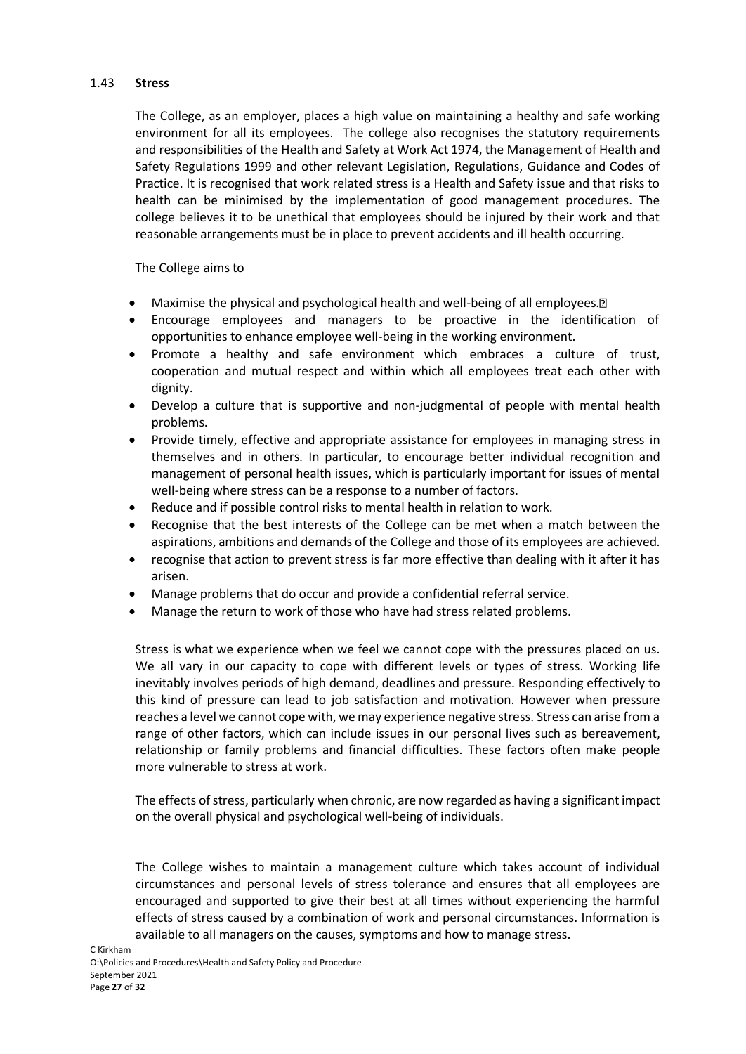## 1.43 **Stress**

The College, as an employer, places a high value on maintaining a healthy and safe working environment for all its employees. The college also recognises the statutory requirements and responsibilities of the Health and Safety at Work Act 1974, the Management of Health and Safety Regulations 1999 and other relevant Legislation, Regulations, Guidance and Codes of Practice. It is recognised that work related stress is a Health and Safety issue and that risks to health can be minimised by the implementation of good management procedures. The college believes it to be unethical that employees should be injured by their work and that reasonable arrangements must be in place to prevent accidents and ill health occurring.

The College aims to

- Maximise the physical and psychological health and well-being of all employees.
- Encourage employees and managers to be proactive in the identification of opportunities to enhance employee well-being in the working environment.
- Promote a healthy and safe environment which embraces a culture of trust, cooperation and mutual respect and within which all employees treat each other with dignity.
- Develop a culture that is supportive and non-judgmental of people with mental health problems.
- Provide timely, effective and appropriate assistance for employees in managing stress in themselves and in others. In particular, to encourage better individual recognition and management of personal health issues, which is particularly important for issues of mental well-being where stress can be a response to a number of factors.
- Reduce and if possible control risks to mental health in relation to work.
- Recognise that the best interests of the College can be met when a match between the aspirations, ambitions and demands of the College and those of its employees are achieved.
- recognise that action to prevent stress is far more effective than dealing with it after it has arisen.
- Manage problems that do occur and provide a confidential referral service.
- Manage the return to work of those who have had stress related problems.

Stress is what we experience when we feel we cannot cope with the pressures placed on us. We all vary in our capacity to cope with different levels or types of stress. Working life inevitably involves periods of high demand, deadlines and pressure. Responding effectively to this kind of pressure can lead to job satisfaction and motivation. However when pressure reaches a level we cannot cope with, we may experience negative stress. Stress can arise from a range of other factors, which can include issues in our personal lives such as bereavement, relationship or family problems and financial difficulties. These factors often make people more vulnerable to stress at work.

The effects of stress, particularly when chronic, are now regarded as having a significant impact on the overall physical and psychological well-being of individuals.

The College wishes to maintain a management culture which takes account of individual circumstances and personal levels of stress tolerance and ensures that all employees are encouraged and supported to give their best at all times without experiencing the harmful effects of stress caused by a combination of work and personal circumstances. Information is available to all managers on the causes, symptoms and how to manage stress.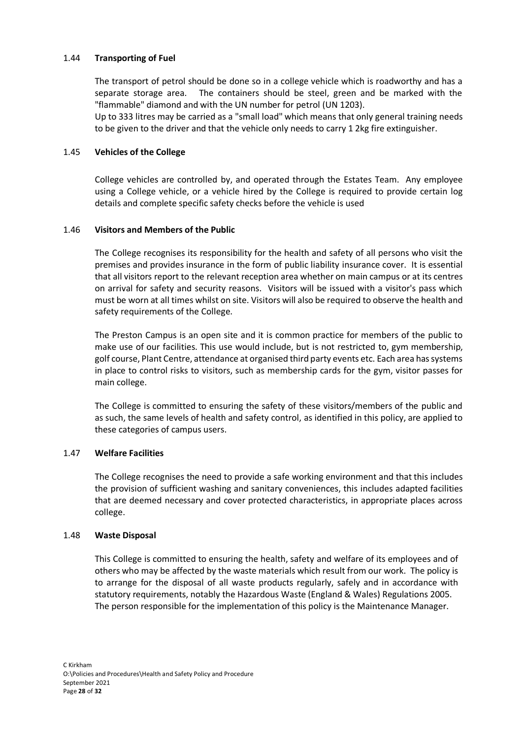### 1.44 **Transporting of Fuel**

The transport of petrol should be done so in a college vehicle which is roadworthy and has a separate storage area. The containers should be steel, green and be marked with the "flammable" diamond and with the UN number for petrol (UN 1203).
Up to 333 litres may be carried as a "small load" which means that only general training needs to be given to the driver and that the vehicle only needs to carry 1 2kg fire extinguisher.

### 1.45 **Vehicles of the College**

College vehicles are controlled by, and operated through the Estates Team. Any employee using a College vehicle, or a vehicle hired by the College is required to provide certain log details and complete specific safety checks before the vehicle is used

### 1.46 **Visitors and Members of the Public**

The College recognises its responsibility for the health and safety of all persons who visit the premises and provides insurance in the form of public liability insurance cover. It is essential that all visitors report to the relevant reception area whether on main campus or at its centres on arrival for safety and security reasons. Visitors will be issued with a visitor's pass which must be worn at all times whilst on site. Visitors will also be required to observe the health and safety requirements of the College.

The Preston Campus is an open site and it is common practice for members of the public to make use of our facilities. This use would include, but is not restricted to, gym membership, golf course, Plant Centre, attendance at organised third party events etc. Each area has systems in place to control risks to visitors, such as membership cards for the gym, visitor passes for main college.

The College is committed to ensuring the safety of these visitors/members of the public and as such, the same levels of health and safety control, as identified in this policy, are applied to these categories of campus users.

### 1.47 **Welfare Facilities**

The College recognises the need to provide a safe working environment and that this includes the provision of sufficient washing and sanitary conveniences, this includes adapted facilities that are deemed necessary and cover protected characteristics, in appropriate places across college.

### 1.48 **Waste Disposal**

This College is committed to ensuring the health, safety and welfare of its employees and of others who may be affected by the waste materials which result from our work. The policy is to arrange for the disposal of all waste products regularly, safely and in accordance with statutory requirements, notably the Hazardous Waste (England & Wales) Regulations 2005. The person responsible for the implementation of this policy is the Maintenance Manager.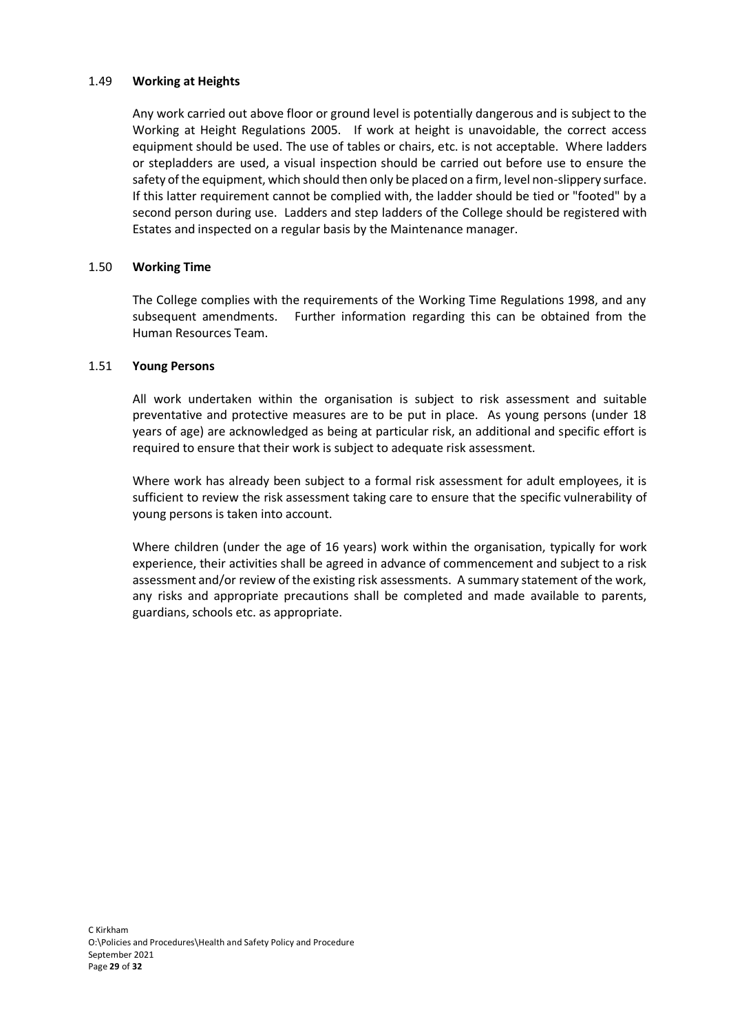### 1.49 **Working at Heights**

Any work carried out above floor or ground level is potentially dangerous and is subject to the Working at Height Regulations 2005. If work at height is unavoidable, the correct access equipment should be used. The use of tables or chairs, etc. is not acceptable. Where ladders or stepladders are used, a visual inspection should be carried out before use to ensure the safety of the equipment, which should then only be placed on a firm, level non-slippery surface. If this latter requirement cannot be complied with, the ladder should be tied or "footed" by a second person during use. Ladders and step ladders of the College should be registered with Estates and inspected on a regular basis by the Maintenance manager.

### 1.50 **Working Time**

The College complies with the requirements of the Working Time Regulations 1998, and any subsequent amendments. Further information regarding this can be obtained from the Human Resources Team.

### 1.51 **Young Persons**

All work undertaken within the organisation is subject to risk assessment and suitable preventative and protective measures are to be put in place. As young persons (under 18 years of age) are acknowledged as being at particular risk, an additional and specific effort is required to ensure that their work is subject to adequate risk assessment.

Where work has already been subject to a formal risk assessment for adult employees, it is sufficient to review the risk assessment taking care to ensure that the specific vulnerability of young persons is taken into account.

Where children (under the age of 16 years) work within the organisation, typically for work experience, their activities shall be agreed in advance of commencement and subject to a risk assessment and/or review of the existing risk assessments. A summary statement of the work, any risks and appropriate precautions shall be completed and made available to parents, guardians, schools etc. as appropriate.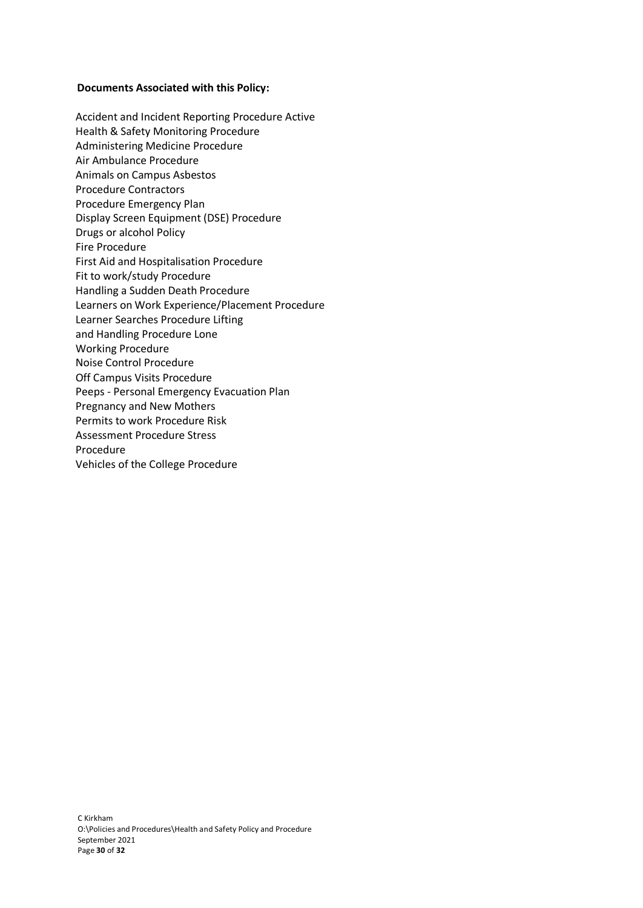**Documents Associated with this Policy:**

Accident and Incident Reporting Procedure Active
Health & Safety Monitoring Procedure
Administering Medicine Procedure
Air Ambulance Procedure
Animals on Campus Asbestos
Procedure Contractors
Procedure Emergency Plan
Display Screen Equipment (DSE) Procedure
Drugs or alcohol Policy
Fire Procedure
First Aid and Hospitalisation Procedure
Fit to work/study Procedure
Handling a Sudden Death Procedure
Learners on Work Experience/Placement Procedure
Learner Searches Procedure Lifting
and Handling Procedure Lone
Working Procedure
Noise Control Procedure
Off Campus Visits Procedure
Peeps - Personal Emergency Evacuation Plan
Pregnancy and New Mothers
Permits to work Procedure Risk
Assessment Procedure Stress
Procedure
Vehicles of the College Procedure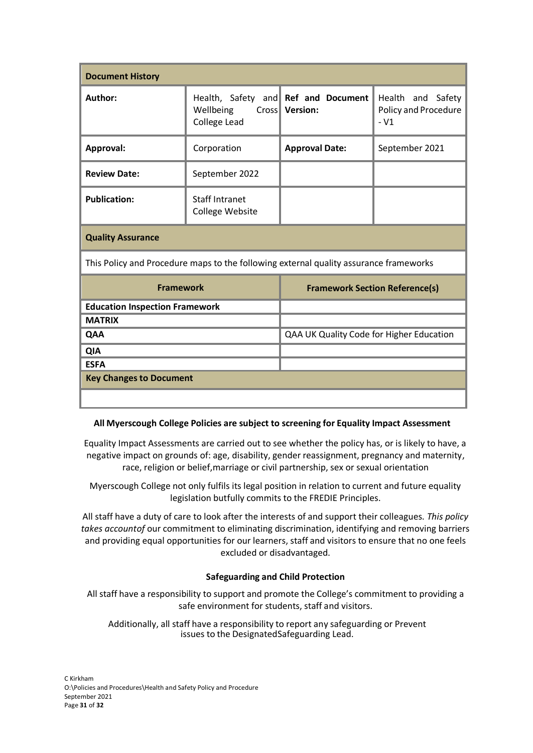| **Document History** | | | |
|---|---|---|---|
| **Author:** | Health, Safety and Wellbeing Cross College Lead | **Ref and Document Version:** | Health and Safety Policy and Procedure - V1 |
| **Approval:** | Corporation | **Approval Date:** | September 2021 |
| **Review Date:** | September 2022 | | |
| **Publication:** | Staff Intranet<br>College Website | | |
| **Quality Assurance** | | | |
| This Policy and Procedure maps to the following external quality assurance frameworks | | | |

| **Framework** | **Framework Section Reference(s)** |
|---|---|
| **Education Inspection Framework** | |
| **MATRIX** | |
| **QAA** | QAA UK Quality Code for Higher Education |
| **QIA** | |
| **ESFA** | |
| **Key Changes to Document** | |
| | |

**All Myerscough College Policies are subject to screening for Equality Impact Assessment**

Equality Impact Assessments are carried out to see whether the policy has, or is likely to have, a negative impact on grounds of: age, disability, gender reassignment, pregnancy and maternity, race, religion or belief,marriage or civil partnership, sex or sexual orientation

Myerscough College not only fulfils its legal position in relation to current and future equality legislation butfully commits to the FREDIE Principles.

All staff have a duty of care to look after the interests of and support their colleagues. *This policy takes accountof* our commitment to eliminating discrimination, identifying and removing barriers and providing equal opportunities for our learners, staff and visitors to ensure that no one feels excluded or disadvantaged.

**Safeguarding and Child Protection**

All staff have a responsibility to support and promote the College's commitment to providing a safe environment for students, staff and visitors.

Additionally, all staff have a responsibility to report any safeguarding or Prevent issues to the DesignatedSafeguarding Lead.